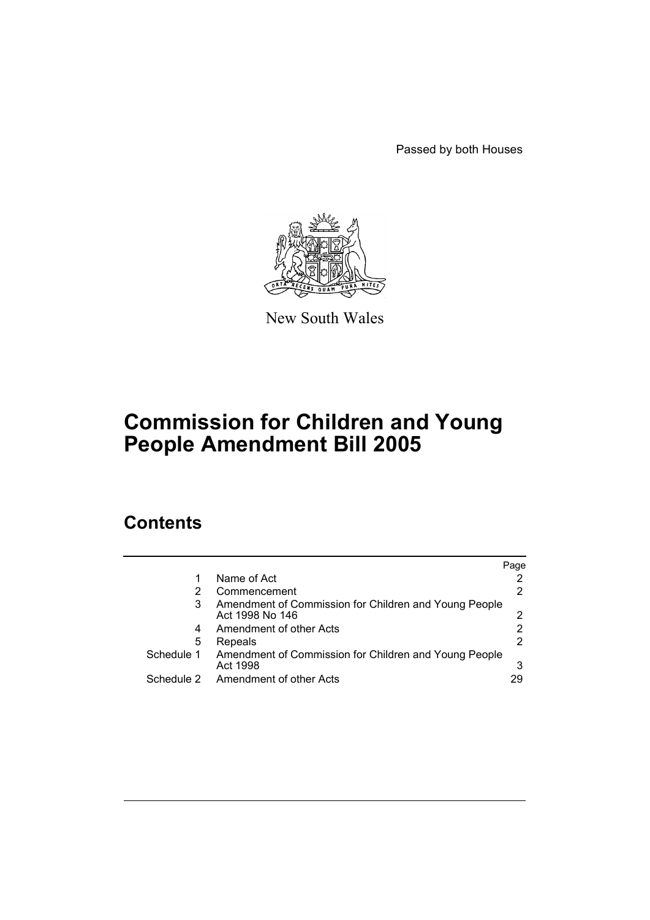Passed by both Houses

New South Wales

# Commission for Children and Young People Amendment Bill 2005

## Contents

| | | Page |
|---|---|---|
| 1 | Name of Act | 2 |
| 2 | Commencement | 2 |
| 3 | Amendment of Commission for Children and Young People Act 1998 No 146 | 2 |
| 4 | Amendment of other Acts | 2 |
| 5 | Repeals | 2 |
| Schedule 1 | Amendment of Commission for Children and Young People Act 1998 | 3 |
| Schedule 2 | Amendment of other Acts | 29 |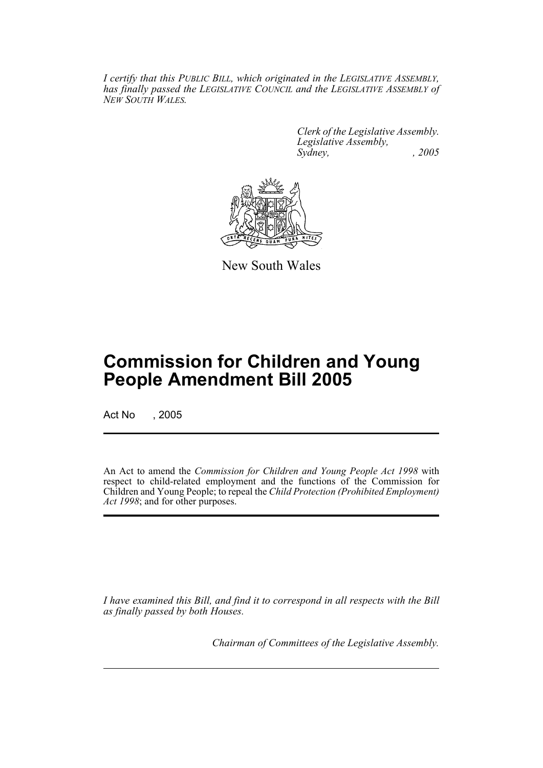*I certify that this PUBLIC BILL, which originated in the LEGISLATIVE ASSEMBLY, has finally passed the LEGISLATIVE COUNCIL and the LEGISLATIVE ASSEMBLY of NEW SOUTH WALES.*

*Clerk of the Legislative Assembly.*
*Legislative Assembly,*
*Sydney, , 2005*

New South Wales

# Commission for Children and Young People Amendment Bill 2005

Act No , 2005

An Act to amend the *Commission for Children and Young People Act 1998* with respect to child-related employment and the functions of the Commission for Children and Young People; to repeal the *Child Protection (Prohibited Employment) Act 1998*; and for other purposes.

*I have examined this Bill, and find it to correspond in all respects with the Bill as finally passed by both Houses.*

*Chairman of Committees of the Legislative Assembly.*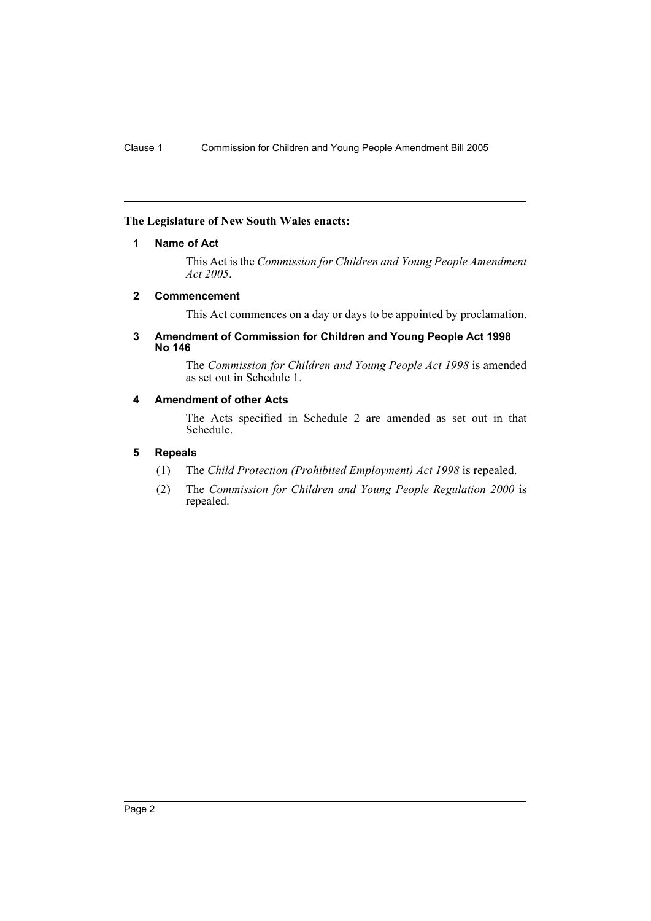**The Legislature of New South Wales enacts:**

## 1 Name of Act

This Act is the *Commission for Children and Young People Amendment Act 2005*.

## 2 Commencement

This Act commences on a day or days to be appointed by proclamation.

## 3 Amendment of Commission for Children and Young People Act 1998 No 146

The *Commission for Children and Young People Act 1998* is amended as set out in Schedule 1.

## 4 Amendment of other Acts

The Acts specified in Schedule 2 are amended as set out in that Schedule.

## 5 Repeals

(1) The *Child Protection (Prohibited Employment) Act 1998* is repealed.

(2) The *Commission for Children and Young People Regulation 2000* is repealed.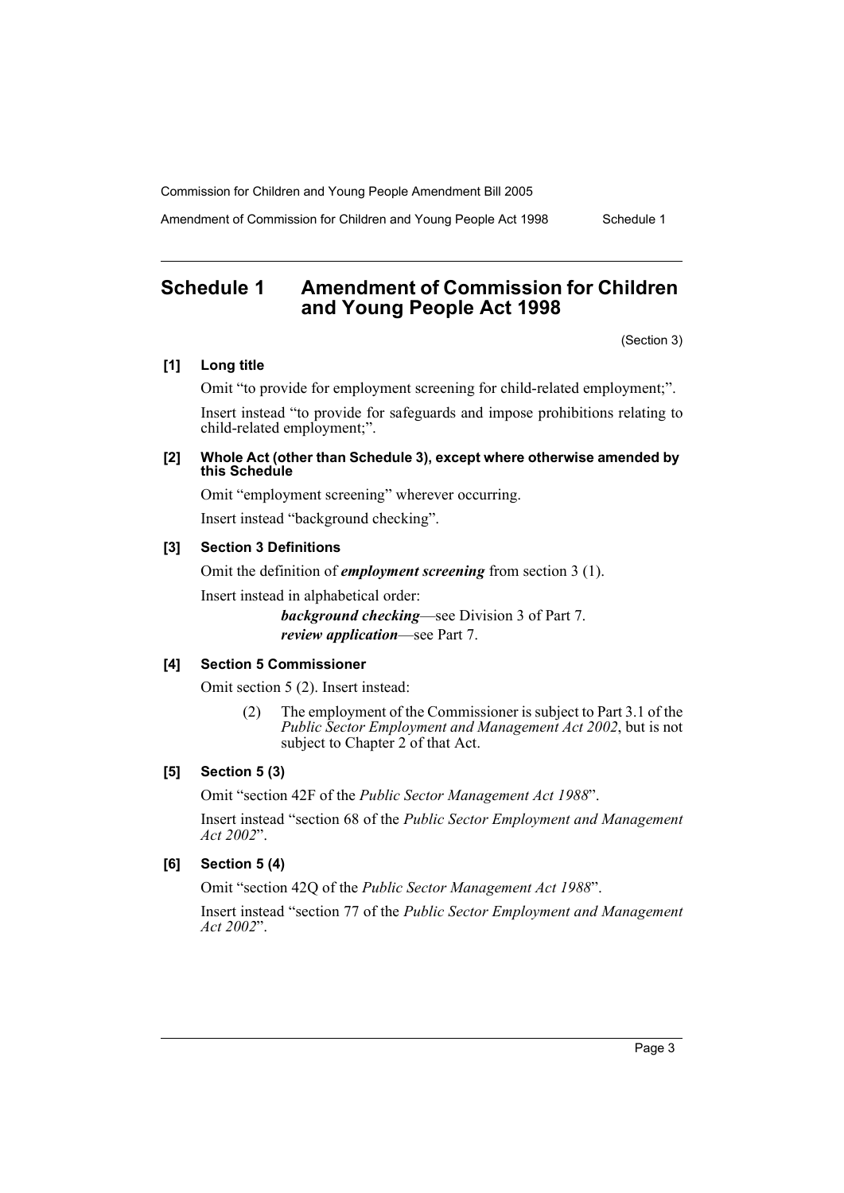## Schedule 1 Amendment of Commission for Children and Young People Act 1998

(Section 3)

**[1] Long title**

Omit "to provide for employment screening for child-related employment;".

Insert instead "to provide for safeguards and impose prohibitions relating to child-related employment;".

**[2] Whole Act (other than Schedule 3), except where otherwise amended by this Schedule**

Omit "employment screening" wherever occurring.

Insert instead "background checking".

**[3] Section 3 Definitions**

Omit the definition of ***employment screening*** from section 3 (1).

Insert instead in alphabetical order:

> ***background checking***—see Division 3 of Part 7.
>
> ***review application***—see Part 7.

**[4] Section 5 Commissioner**

Omit section 5 (2). Insert instead:

> (2) The employment of the Commissioner is subject to Part 3.1 of the *Public Sector Employment and Management Act 2002*, but is not subject to Chapter 2 of that Act.

**[5] Section 5 (3)**

Omit "section 42F of the *Public Sector Management Act 1988*".

Insert instead "section 68 of the *Public Sector Employment and Management Act 2002*".

**[6] Section 5 (4)**

Omit "section 42Q of the *Public Sector Management Act 1988*".

Insert instead "section 77 of the *Public Sector Employment and Management Act 2002*".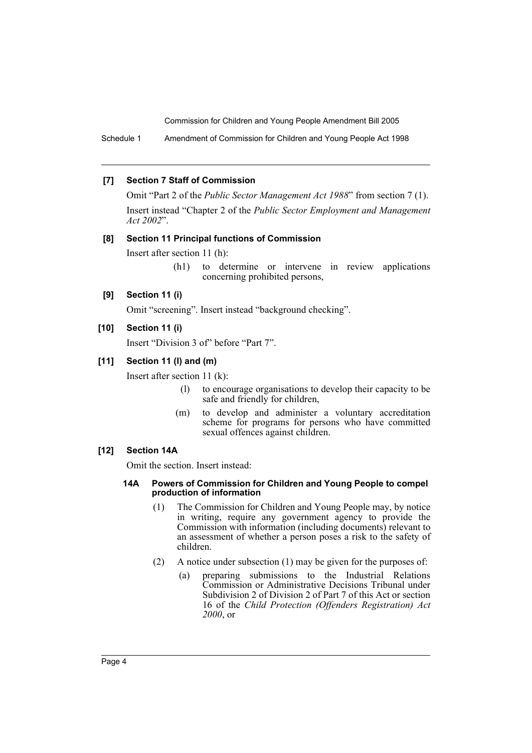**[7] Section 7 Staff of Commission**

Omit "Part 2 of the *Public Sector Management Act 1988*" from section 7 (1).

Insert instead "Chapter 2 of the *Public Sector Employment and Management Act 2002*".

**[8] Section 11 Principal functions of Commission**

Insert after section 11 (h):

(h1) to determine or intervene in review applications concerning prohibited persons,

**[9] Section 11 (i)**

Omit "screening". Insert instead "background checking".

**[10] Section 11 (i)**

Insert "Division 3 of" before "Part 7".

**[11] Section 11 (l) and (m)**

Insert after section 11 (k):

(l) to encourage organisations to develop their capacity to be safe and friendly for children,

(m) to develop and administer a voluntary accreditation scheme for programs for persons who have committed sexual offences against children.

**[12] Section 14A**

Omit the section. Insert instead:

**14A Powers of Commission for Children and Young People to compel production of information**

(1) The Commission for Children and Young People may, by notice in writing, require any government agency to provide the Commission with information (including documents) relevant to an assessment of whether a person poses a risk to the safety of children.

(2) A notice under subsection (1) may be given for the purposes of:

(a) preparing submissions to the Industrial Relations Commission or Administrative Decisions Tribunal under Subdivision 2 of Division 2 of Part 7 of this Act or section 16 of the *Child Protection (Offenders Registration) Act 2000*, or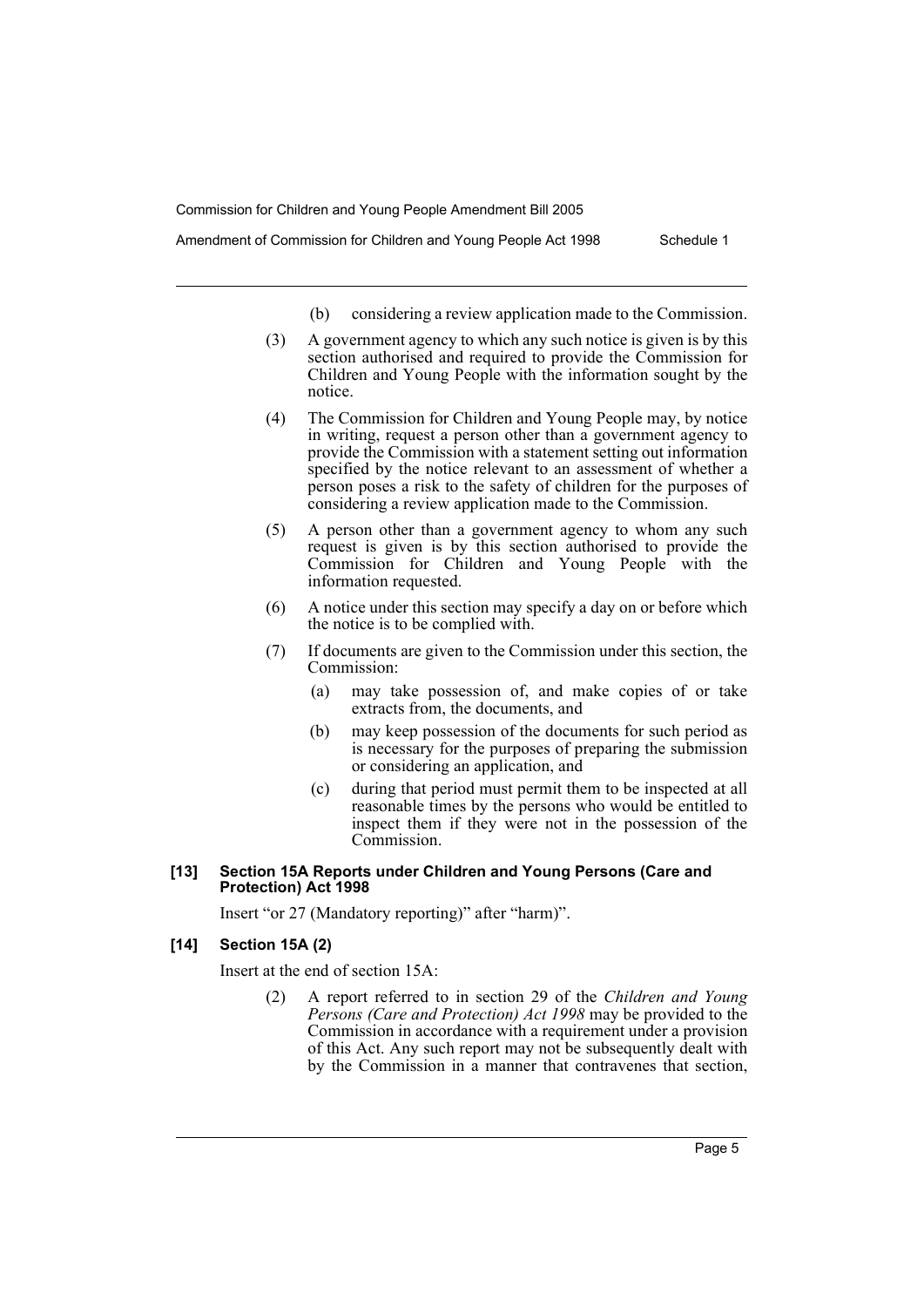(b) considering a review application made to the Commission.

(3) A government agency to which any such notice is given is by this section authorised and required to provide the Commission for Children and Young People with the information sought by the notice.

(4) The Commission for Children and Young People may, by notice in writing, request a person other than a government agency to provide the Commission with a statement setting out information specified by the notice relevant to an assessment of whether a person poses a risk to the safety of children for the purposes of considering a review application made to the Commission.

(5) A person other than a government agency to whom any such request is given is by this section authorised to provide the Commission for Children and Young People with the information requested.

(6) A notice under this section may specify a day on or before which the notice is to be complied with.

(7) If documents are given to the Commission under this section, the Commission:

(a) may take possession of, and make copies of or take extracts from, the documents, and

(b) may keep possession of the documents for such period as is necessary for the purposes of preparing the submission or considering an application, and

(c) during that period must permit them to be inspected at all reasonable times by the persons who would be entitled to inspect them if they were not in the possession of the Commission.

**[13] Section 15A Reports under Children and Young Persons (Care and Protection) Act 1998**

Insert "or 27 (Mandatory reporting)" after "harm)".

**[14] Section 15A (2)**

Insert at the end of section 15A:

(2) A report referred to in section 29 of the *Children and Young Persons (Care and Protection) Act 1998* may be provided to the Commission in accordance with a requirement under a provision of this Act. Any such report may not be subsequently dealt with by the Commission in a manner that contravenes that section,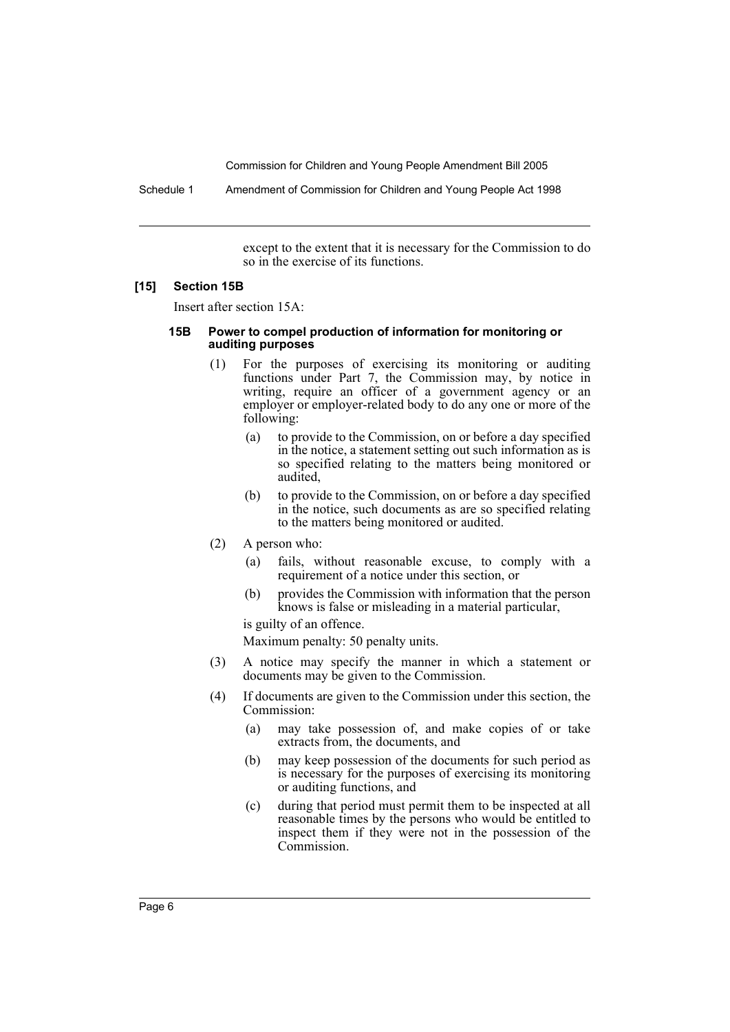except to the extent that it is necessary for the Commission to do so in the exercise of its functions.

**[15] Section 15B**

Insert after section 15A:

**15B Power to compel production of information for monitoring or auditing purposes**

(1) For the purposes of exercising its monitoring or auditing functions under Part 7, the Commission may, by notice in writing, require an officer of a government agency or an employer or employer-related body to do any one or more of the following:

- (a) to provide to the Commission, on or before a day specified in the notice, a statement setting out such information as is so specified relating to the matters being monitored or audited,
- (b) to provide to the Commission, on or before a day specified in the notice, such documents as are so specified relating to the matters being monitored or audited.

(2) A person who:

- (a) fails, without reasonable excuse, to comply with a requirement of a notice under this section, or
- (b) provides the Commission with information that the person knows is false or misleading in a material particular,

is guilty of an offence.

Maximum penalty: 50 penalty units.

(3) A notice may specify the manner in which a statement or documents may be given to the Commission.

(4) If documents are given to the Commission under this section, the Commission:

- (a) may take possession of, and make copies of or take extracts from, the documents, and
- (b) may keep possession of the documents for such period as is necessary for the purposes of exercising its monitoring or auditing functions, and
- (c) during that period must permit them to be inspected at all reasonable times by the persons who would be entitled to inspect them if they were not in the possession of the Commission.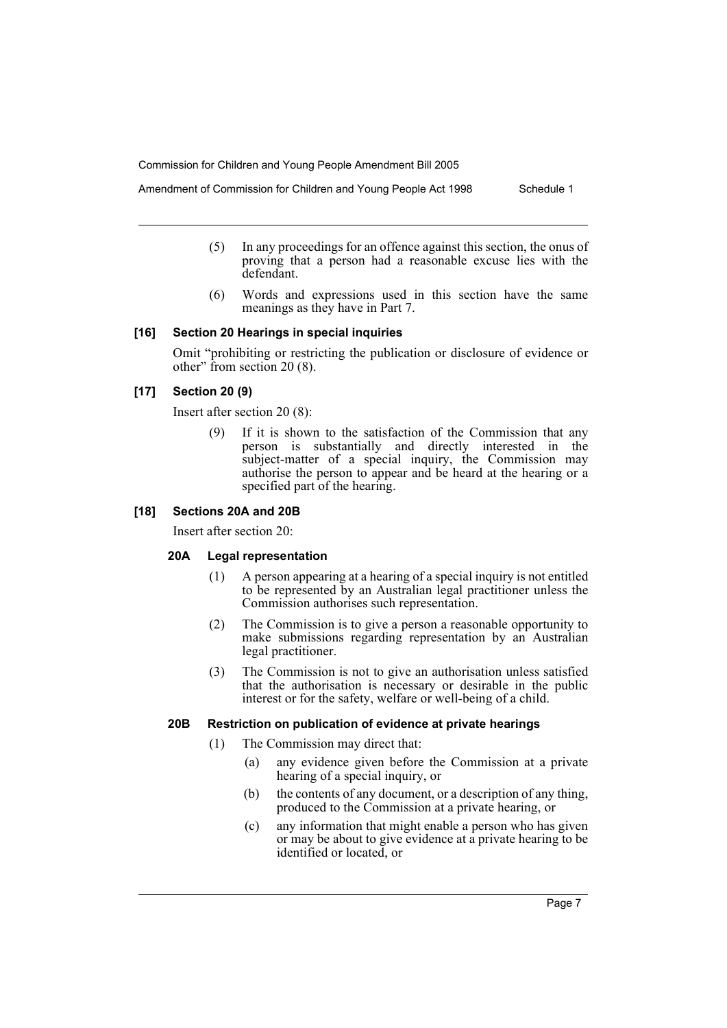(5) In any proceedings for an offence against this section, the onus of proving that a person had a reasonable excuse lies with the defendant.

(6) Words and expressions used in this section have the same meanings as they have in Part 7.

**[16] Section 20 Hearings in special inquiries**

Omit "prohibiting or restricting the publication or disclosure of evidence or other" from section 20 (8).

**[17] Section 20 (9)**

Insert after section 20 (8):

(9) If it is shown to the satisfaction of the Commission that any person is substantially and directly interested in the subject-matter of a special inquiry, the Commission may authorise the person to appear and be heard at the hearing or a specified part of the hearing.

**[18] Sections 20A and 20B**

Insert after section 20:

**20A Legal representation**

(1) A person appearing at a hearing of a special inquiry is not entitled to be represented by an Australian legal practitioner unless the Commission authorises such representation.

(2) The Commission is to give a person a reasonable opportunity to make submissions regarding representation by an Australian legal practitioner.

(3) The Commission is not to give an authorisation unless satisfied that the authorisation is necessary or desirable in the public interest or for the safety, welfare or well-being of a child.

**20B Restriction on publication of evidence at private hearings**

(1) The Commission may direct that:

(a) any evidence given before the Commission at a private hearing of a special inquiry, or

(b) the contents of any document, or a description of any thing, produced to the Commission at a private hearing, or

(c) any information that might enable a person who has given or may be about to give evidence at a private hearing to be identified or located, or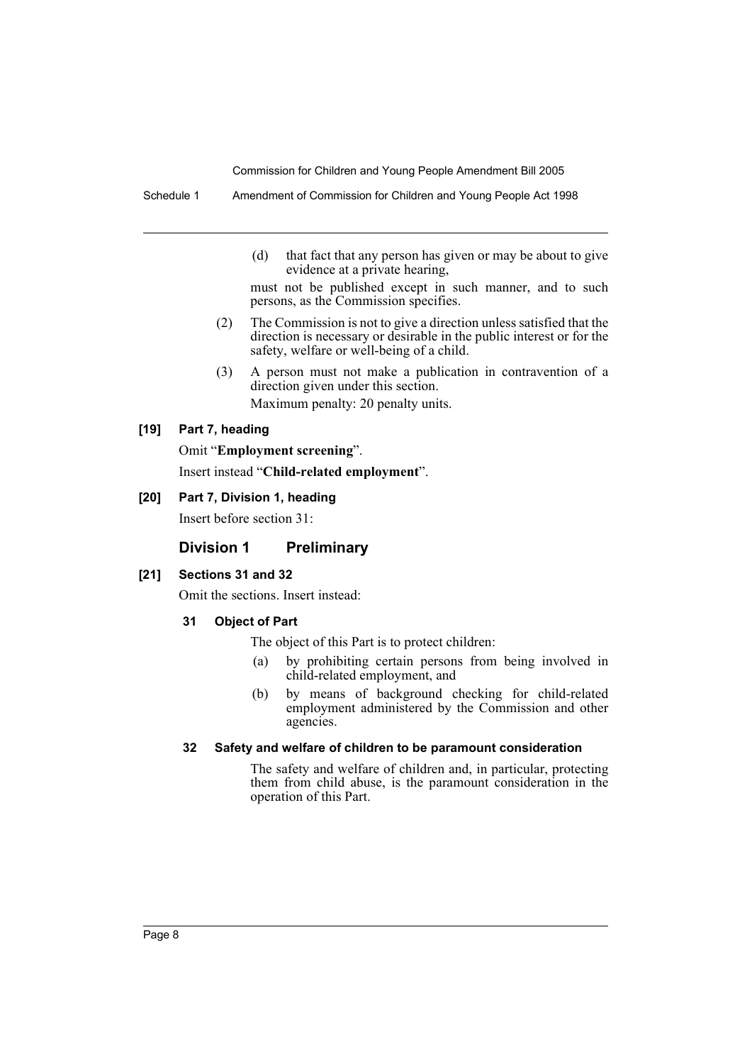(d) that fact that any person has given or may be about to give evidence at a private hearing,

must not be published except in such manner, and to such persons, as the Commission specifies.

(2) The Commission is not to give a direction unless satisfied that the direction is necessary or desirable in the public interest or for the safety, welfare or well-being of a child.

(3) A person must not make a publication in contravention of a direction given under this section.

Maximum penalty: 20 penalty units.

**[19] Part 7, heading**

Omit "**Employment screening**".

Insert instead "**Child-related employment**".

**[20] Part 7, Division 1, heading**

Insert before section 31:

## Division 1 Preliminary

**[21] Sections 31 and 32**

Omit the sections. Insert instead:

**31 Object of Part**

The object of this Part is to protect children:

(a) by prohibiting certain persons from being involved in child-related employment, and

(b) by means of background checking for child-related employment administered by the Commission and other agencies.

**32 Safety and welfare of children to be paramount consideration**

The safety and welfare of children and, in particular, protecting them from child abuse, is the paramount consideration in the operation of this Part.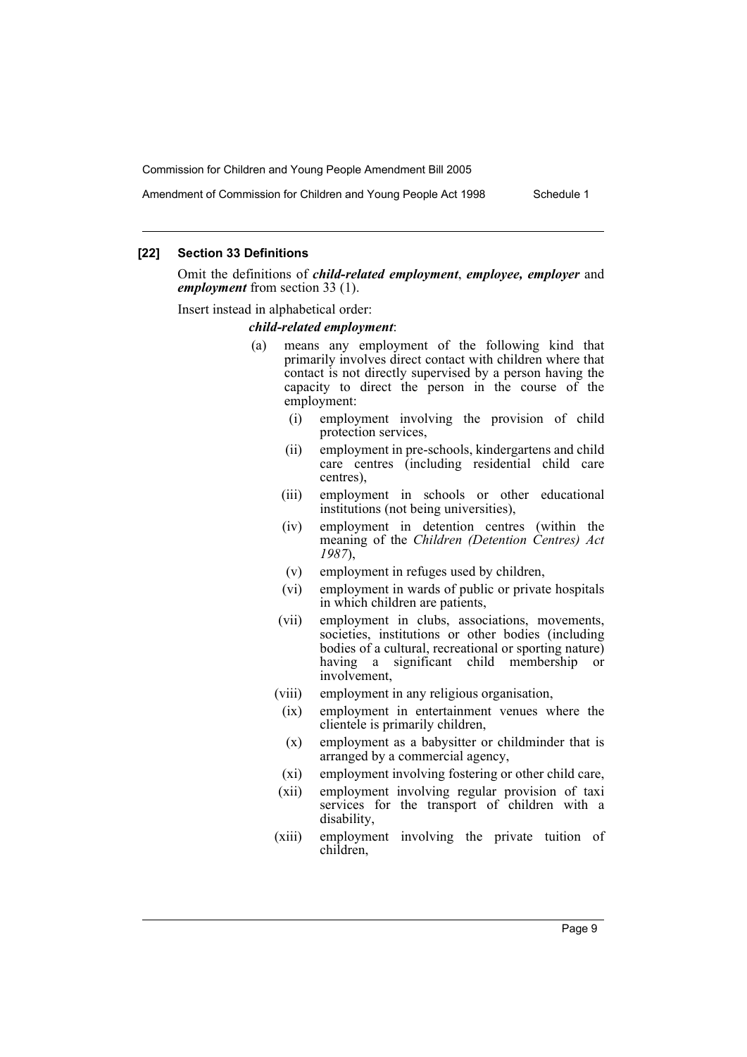### [22] Section 33 Definitions

Omit the definitions of ***child-related employment***, ***employee, employer*** and ***employment*** from section 33 (1).

Insert instead in alphabetical order:

***child-related employment***:

(a) means any employment of the following kind that primarily involves direct contact with children where that contact is not directly supervised by a person having the capacity to direct the person in the course of the employment:

- (i) employment involving the provision of child protection services,
- (ii) employment in pre-schools, kindergartens and child care centres (including residential child care centres),
- (iii) employment in schools or other educational institutions (not being universities),
- (iv) employment in detention centres (within the meaning of the *Children (Detention Centres) Act 1987*),
- (v) employment in refuges used by children,
- (vi) employment in wards of public or private hospitals in which children are patients,
- (vii) employment in clubs, associations, movements, societies, institutions or other bodies (including bodies of a cultural, recreational or sporting nature) having a significant child membership or involvement,
- (viii) employment in any religious organisation,
- (ix) employment in entertainment venues where the clientele is primarily children,
- (x) employment as a babysitter or childminder that is arranged by a commercial agency,
- (xi) employment involving fostering or other child care,
- (xii) employment involving regular provision of taxi services for the transport of children with a disability,
- (xiii) employment involving the private tuition of children,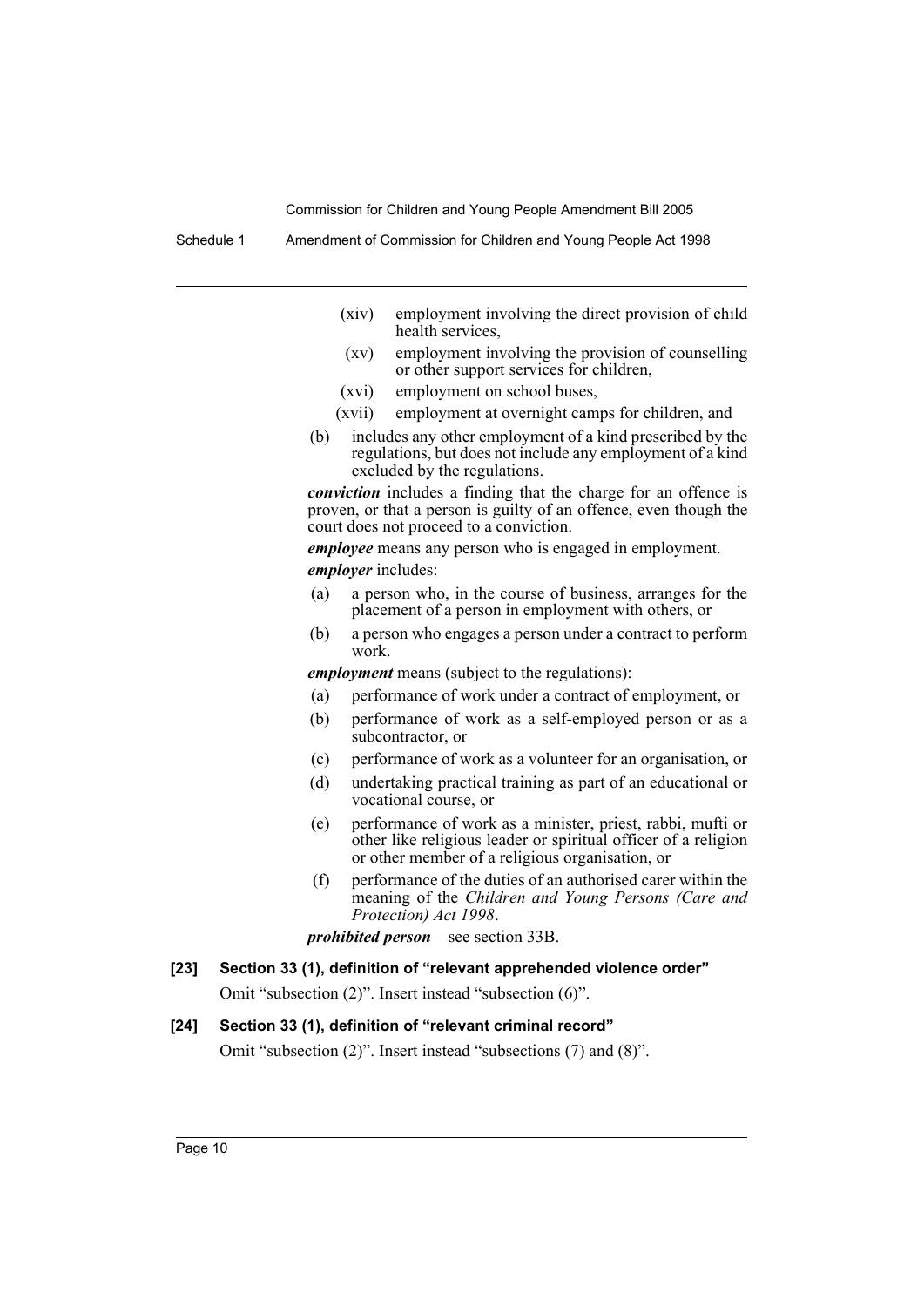(xiv) employment involving the direct provision of child health services,

(xv) employment involving the provision of counselling or other support services for children,

(xvi) employment on school buses,

(xvii) employment at overnight camps for children, and

(b) includes any other employment of a kind prescribed by the regulations, but does not include any employment of a kind excluded by the regulations.

***conviction*** includes a finding that the charge for an offence is proven, or that a person is guilty of an offence, even though the court does not proceed to a conviction.

***employee*** means any person who is engaged in employment.

***employer*** includes:

(a) a person who, in the course of business, arranges for the placement of a person in employment with others, or

(b) a person who engages a person under a contract to perform work.

***employment*** means (subject to the regulations):

(a) performance of work under a contract of employment, or

(b) performance of work as a self-employed person or as a subcontractor, or

(c) performance of work as a volunteer for an organisation, or

(d) undertaking practical training as part of an educational or vocational course, or

(e) performance of work as a minister, priest, rabbi, mufti or other like religious leader or spiritual officer of a religion or other member of a religious organisation, or

(f) performance of the duties of an authorised carer within the meaning of the *Children and Young Persons (Care and Protection) Act 1998*.

***prohibited person***—see section 33B.

**[23] Section 33 (1), definition of "relevant apprehended violence order"**

Omit "subsection (2)". Insert instead "subsection (6)".

**[24] Section 33 (1), definition of "relevant criminal record"**

Omit "subsection (2)". Insert instead "subsections (7) and (8)".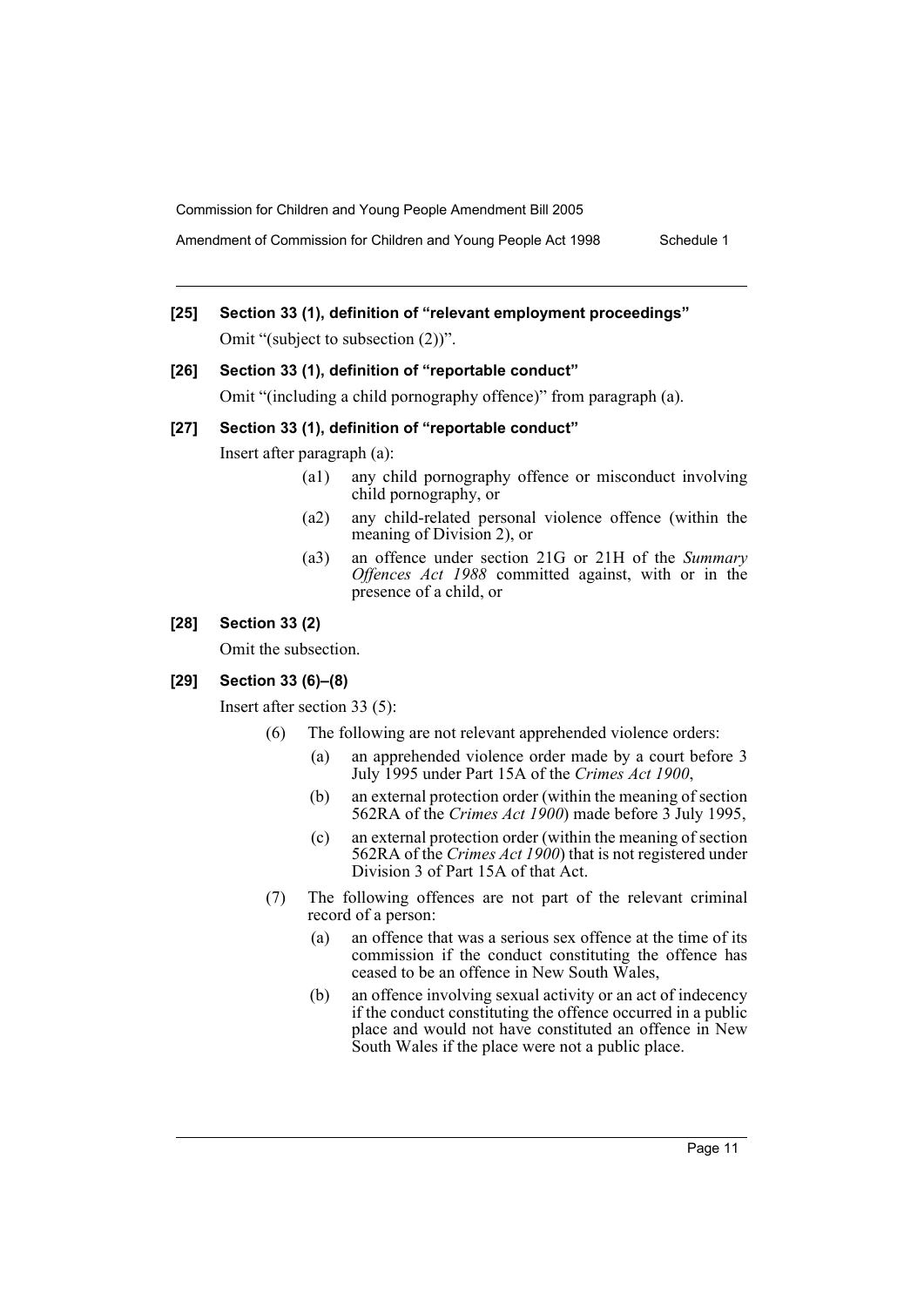**[25] Section 33 (1), definition of "relevant employment proceedings"**

Omit "(subject to subsection (2))".

**[26] Section 33 (1), definition of "reportable conduct"**

Omit "(including a child pornography offence)" from paragraph (a).

**[27] Section 33 (1), definition of "reportable conduct"**

Insert after paragraph (a):

- (a1) any child pornography offence or misconduct involving child pornography, or
- (a2) any child-related personal violence offence (within the meaning of Division 2), or
- (a3) an offence under section 21G or 21H of the *Summary Offences Act 1988* committed against, with or in the presence of a child, or

**[28] Section 33 (2)**

Omit the subsection.

**[29] Section 33 (6)–(8)**

Insert after section 33 (5):

(6) The following are not relevant apprehended violence orders:

- (a) an apprehended violence order made by a court before 3 July 1995 under Part 15A of the *Crimes Act 1900*,
- (b) an external protection order (within the meaning of section 562RA of the *Crimes Act 1900*) made before 3 July 1995,
- (c) an external protection order (within the meaning of section 562RA of the *Crimes Act 1900*) that is not registered under Division 3 of Part 15A of that Act.

(7) The following offences are not part of the relevant criminal record of a person:

- (a) an offence that was a serious sex offence at the time of its commission if the conduct constituting the offence has ceased to be an offence in New South Wales,
- (b) an offence involving sexual activity or an act of indecency if the conduct constituting the offence occurred in a public place and would not have constituted an offence in New South Wales if the place were not a public place.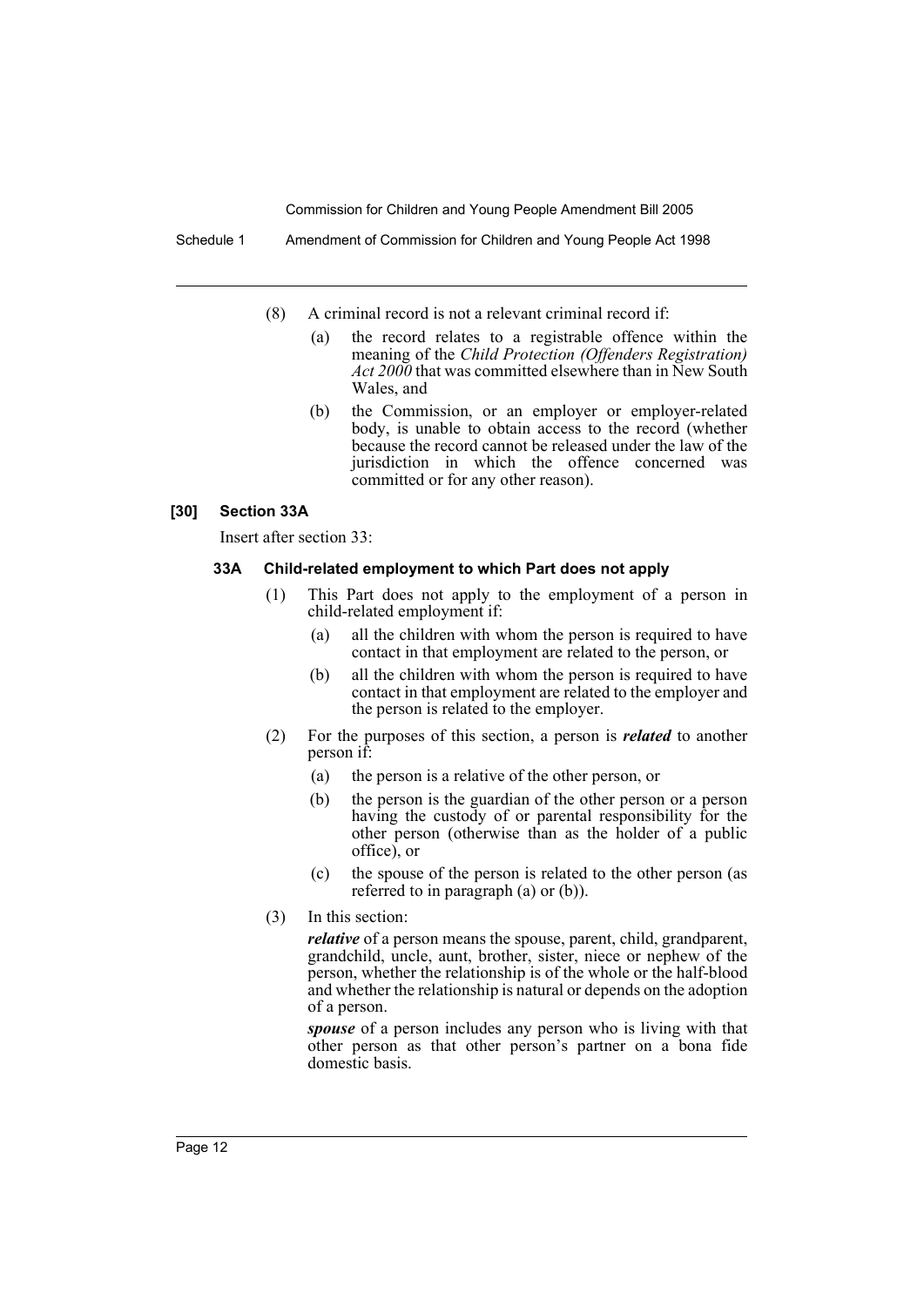(8) A criminal record is not a relevant criminal record if:

(a) the record relates to a registrable offence within the meaning of the *Child Protection (Offenders Registration) Act 2000* that was committed elsewhere than in New South Wales, and

(b) the Commission, or an employer or employer-related body, is unable to obtain access to the record (whether because the record cannot be released under the law of the jurisdiction in which the offence concerned was committed or for any other reason).

**[30] Section 33A**

Insert after section 33:

**33A Child-related employment to which Part does not apply**

(1) This Part does not apply to the employment of a person in child-related employment if:

(a) all the children with whom the person is required to have contact in that employment are related to the person, or

(b) all the children with whom the person is required to have contact in that employment are related to the employer and the person is related to the employer.

(2) For the purposes of this section, a person is ***related*** to another person if:

(a) the person is a relative of the other person, or

(b) the person is the guardian of the other person or a person having the custody of or parental responsibility for the other person (otherwise than as the holder of a public office), or

(c) the spouse of the person is related to the other person (as referred to in paragraph (a) or (b)).

(3) In this section:

***relative*** of a person means the spouse, parent, child, grandparent, grandchild, uncle, aunt, brother, sister, niece or nephew of the person, whether the relationship is of the whole or the half-blood and whether the relationship is natural or depends on the adoption of a person.

***spouse*** of a person includes any person who is living with that other person as that other person's partner on a bona fide domestic basis.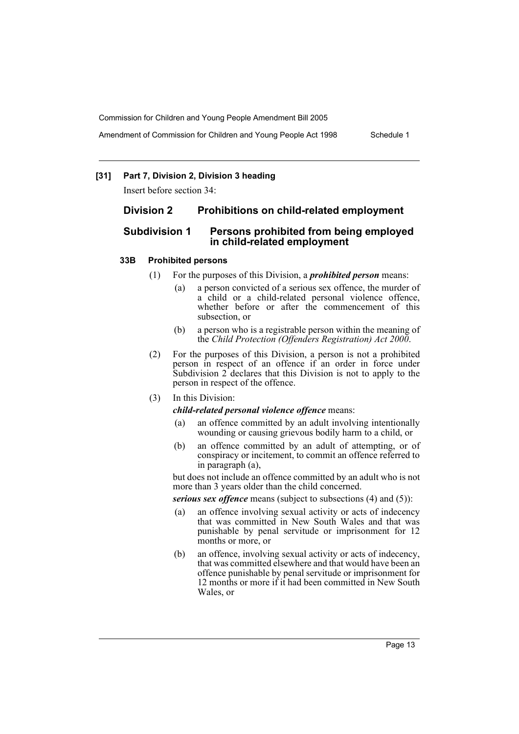### [31] Part 7, Division 2, Division 3 heading

Insert before section 34:

## Division 2 Prohibitions on child-related employment

## Subdivision 1 Persons prohibited from being employed in child-related employment

#### 33B Prohibited persons

(1) For the purposes of this Division, a ***prohibited person*** means:

- (a) a person convicted of a serious sex offence, the murder of a child or a child-related personal violence offence, whether before or after the commencement of this subsection, or
- (b) a person who is a registrable person within the meaning of the *Child Protection (Offenders Registration) Act 2000*.

(2) For the purposes of this Division, a person is not a prohibited person in respect of an offence if an order in force under Subdivision 2 declares that this Division is not to apply to the person in respect of the offence.

(3) In this Division:

***child-related personal violence offence*** means:

- (a) an offence committed by an adult involving intentionally wounding or causing grievous bodily harm to a child, or
- (b) an offence committed by an adult of attempting, or of conspiracy or incitement, to commit an offence referred to in paragraph (a),

but does not include an offence committed by an adult who is not more than 3 years older than the child concerned.

***serious sex offence*** means (subject to subsections (4) and (5)):

- (a) an offence involving sexual activity or acts of indecency that was committed in New South Wales and that was punishable by penal servitude or imprisonment for 12 months or more, or
- (b) an offence, involving sexual activity or acts of indecency, that was committed elsewhere and that would have been an offence punishable by penal servitude or imprisonment for 12 months or more if it had been committed in New South Wales, or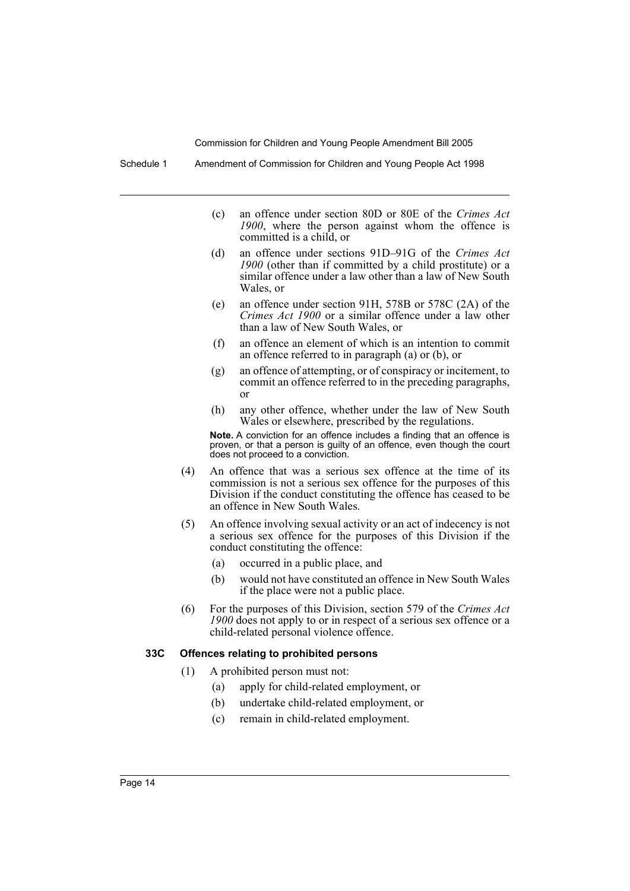(c) an offence under section 80D or 80E of the *Crimes Act 1900*, where the person against whom the offence is committed is a child, or

(d) an offence under sections 91D–91G of the *Crimes Act 1900* (other than if committed by a child prostitute) or a similar offence under a law other than a law of New South Wales, or

(e) an offence under section 91H, 578B or 578C (2A) of the *Crimes Act 1900* or a similar offence under a law other than a law of New South Wales, or

(f) an offence an element of which is an intention to commit an offence referred to in paragraph (a) or (b), or

(g) an offence of attempting, or of conspiracy or incitement, to commit an offence referred to in the preceding paragraphs, or

(h) any other offence, whether under the law of New South Wales or elsewhere, prescribed by the regulations.

**Note.** A conviction for an offence includes a finding that an offence is proven, or that a person is guilty of an offence, even though the court does not proceed to a conviction.

(4) An offence that was a serious sex offence at the time of its commission is not a serious sex offence for the purposes of this Division if the conduct constituting the offence has ceased to be an offence in New South Wales.

(5) An offence involving sexual activity or an act of indecency is not a serious sex offence for the purposes of this Division if the conduct constituting the offence:

(a) occurred in a public place, and

(b) would not have constituted an offence in New South Wales if the place were not a public place.

(6) For the purposes of this Division, section 579 of the *Crimes Act 1900* does not apply to or in respect of a serious sex offence or a child-related personal violence offence.

#### 33C Offences relating to prohibited persons

(1) A prohibited person must not:

(a) apply for child-related employment, or

(b) undertake child-related employment, or

(c) remain in child-related employment.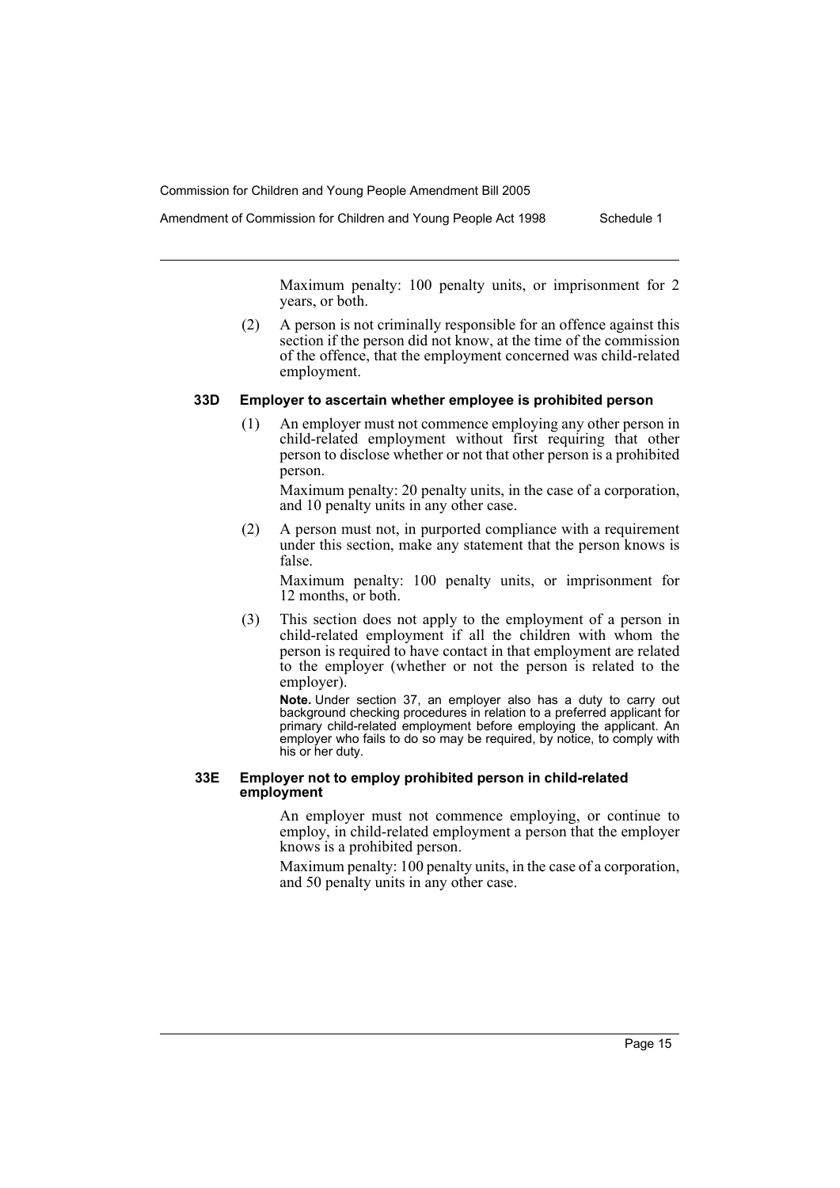Maximum penalty: 100 penalty units, or imprisonment for 2 years, or both.

(2) A person is not criminally responsible for an offence against this section if the person did not know, at the time of the commission of the offence, that the employment concerned was child-related employment.

#### 33D Employer to ascertain whether employee is prohibited person

(1) An employer must not commence employing any other person in child-related employment without first requiring that other person to disclose whether or not that other person is a prohibited person.

Maximum penalty: 20 penalty units, in the case of a corporation, and 10 penalty units in any other case.

(2) A person must not, in purported compliance with a requirement under this section, make any statement that the person knows is false.

Maximum penalty: 100 penalty units, or imprisonment for 12 months, or both.

(3) This section does not apply to the employment of a person in child-related employment if all the children with whom the person is required to have contact in that employment are related to the employer (whether or not the person is related to the employer).

**Note.** Under section 37, an employer also has a duty to carry out background checking procedures in relation to a preferred applicant for primary child-related employment before employing the applicant. An employer who fails to do so may be required, by notice, to comply with his or her duty.

#### 33E Employer not to employ prohibited person in child-related employment

An employer must not commence employing, or continue to employ, in child-related employment a person that the employer knows is a prohibited person.

Maximum penalty: 100 penalty units, in the case of a corporation, and 50 penalty units in any other case.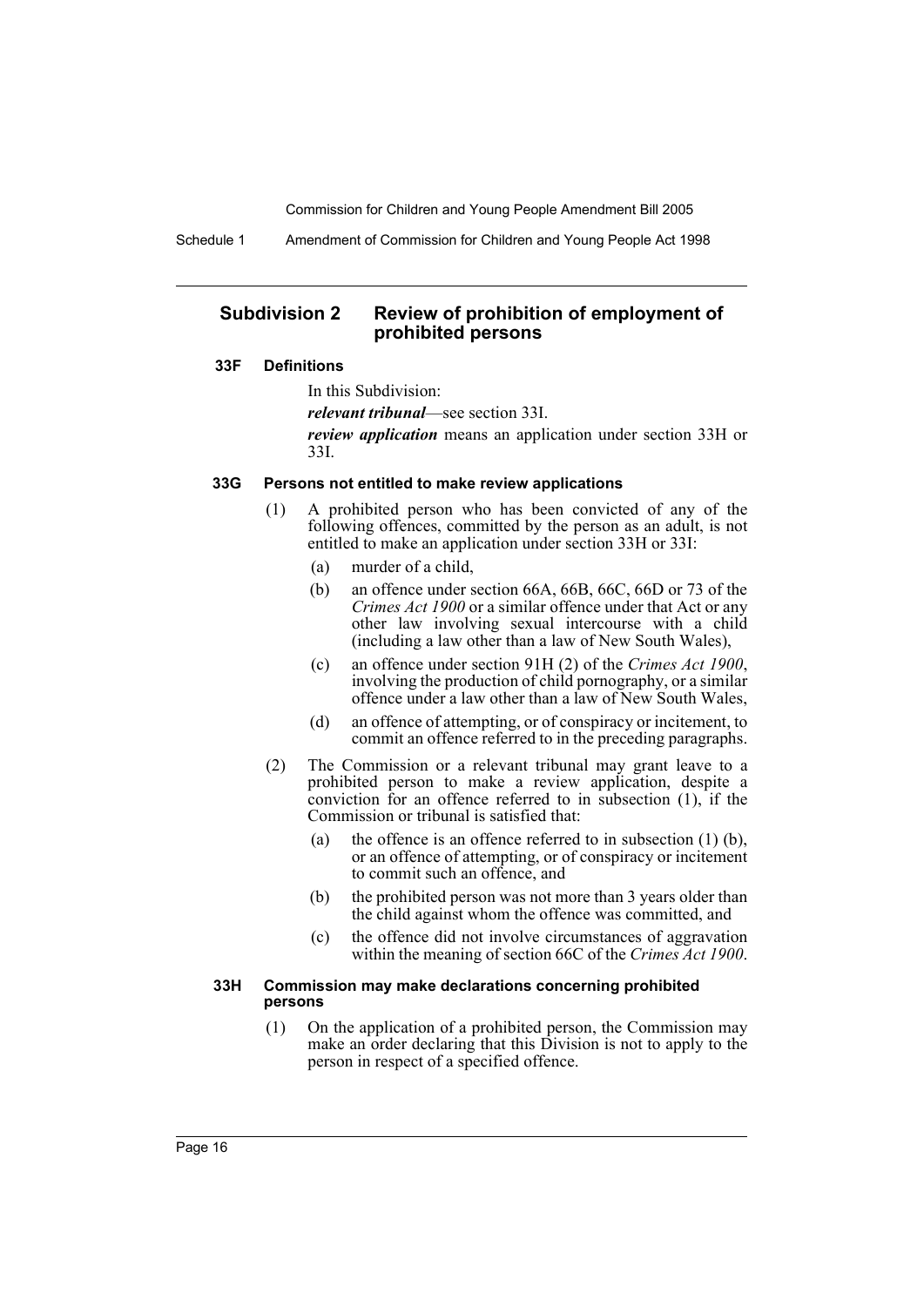## Subdivision 2 Review of prohibition of employment of prohibited persons

#### 33F Definitions

In this Subdivision:

***relevant tribunal***—see section 33I.

***review application*** means an application under section 33H or 33I.

#### 33G Persons not entitled to make review applications

(1) A prohibited person who has been convicted of any of the following offences, committed by the person as an adult, is not entitled to make an application under section 33H or 33I:

- (a) murder of a child,
- (b) an offence under section 66A, 66B, 66C, 66D or 73 of the *Crimes Act 1900* or a similar offence under that Act or any other law involving sexual intercourse with a child (including a law other than a law of New South Wales),
- (c) an offence under section 91H (2) of the *Crimes Act 1900*, involving the production of child pornography, or a similar offence under a law other than a law of New South Wales,
- (d) an offence of attempting, or of conspiracy or incitement, to commit an offence referred to in the preceding paragraphs.

(2) The Commission or a relevant tribunal may grant leave to a prohibited person to make a review application, despite a conviction for an offence referred to in subsection (1), if the Commission or tribunal is satisfied that:

- (a) the offence is an offence referred to in subsection (1) (b), or an offence of attempting, or of conspiracy or incitement to commit such an offence, and
- (b) the prohibited person was not more than 3 years older than the child against whom the offence was committed, and
- (c) the offence did not involve circumstances of aggravation within the meaning of section 66C of the *Crimes Act 1900*.

#### 33H Commission may make declarations concerning prohibited persons

(1) On the application of a prohibited person, the Commission may make an order declaring that this Division is not to apply to the person in respect of a specified offence.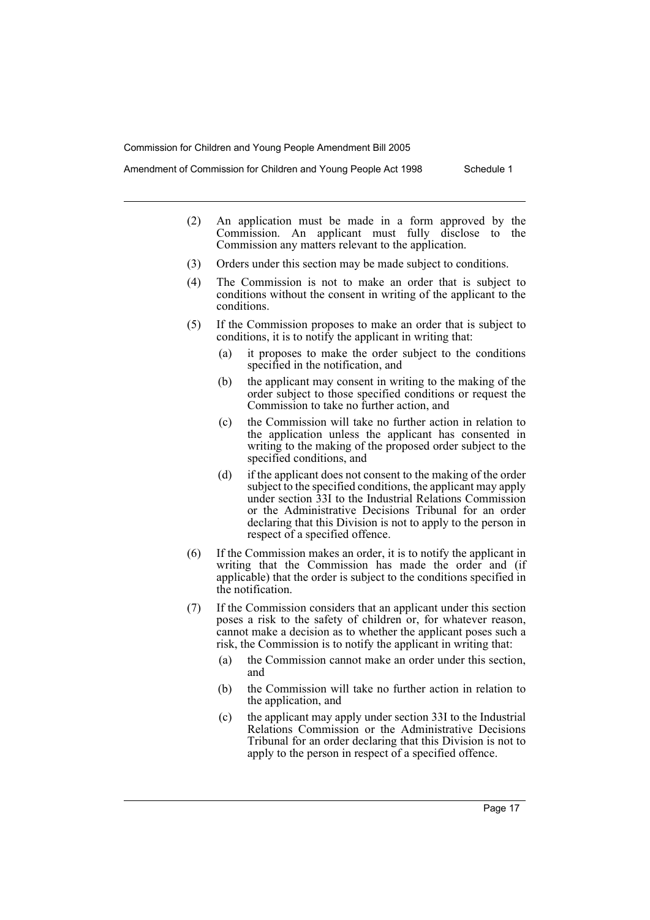(2) An application must be made in a form approved by the Commission. An applicant must fully disclose to the Commission any matters relevant to the application.

(3) Orders under this section may be made subject to conditions.

(4) The Commission is not to make an order that is subject to conditions without the consent in writing of the applicant to the conditions.

(5) If the Commission proposes to make an order that is subject to conditions, it is to notify the applicant in writing that:

   (a) it proposes to make the order subject to the conditions specified in the notification, and

   (b) the applicant may consent in writing to the making of the order subject to those specified conditions or request the Commission to take no further action, and

   (c) the Commission will take no further action in relation to the application unless the applicant has consented in writing to the making of the proposed order subject to the specified conditions, and

   (d) if the applicant does not consent to the making of the order subject to the specified conditions, the applicant may apply under section 33I to the Industrial Relations Commission or the Administrative Decisions Tribunal for an order declaring that this Division is not to apply to the person in respect of a specified offence.

(6) If the Commission makes an order, it is to notify the applicant in writing that the Commission has made the order and (if applicable) that the order is subject to the conditions specified in the notification.

(7) If the Commission considers that an applicant under this section poses a risk to the safety of children or, for whatever reason, cannot make a decision as to whether the applicant poses such a risk, the Commission is to notify the applicant in writing that:

   (a) the Commission cannot make an order under this section, and

   (b) the Commission will take no further action in relation to the application, and

   (c) the applicant may apply under section 33I to the Industrial Relations Commission or the Administrative Decisions Tribunal for an order declaring that this Division is not to apply to the person in respect of a specified offence.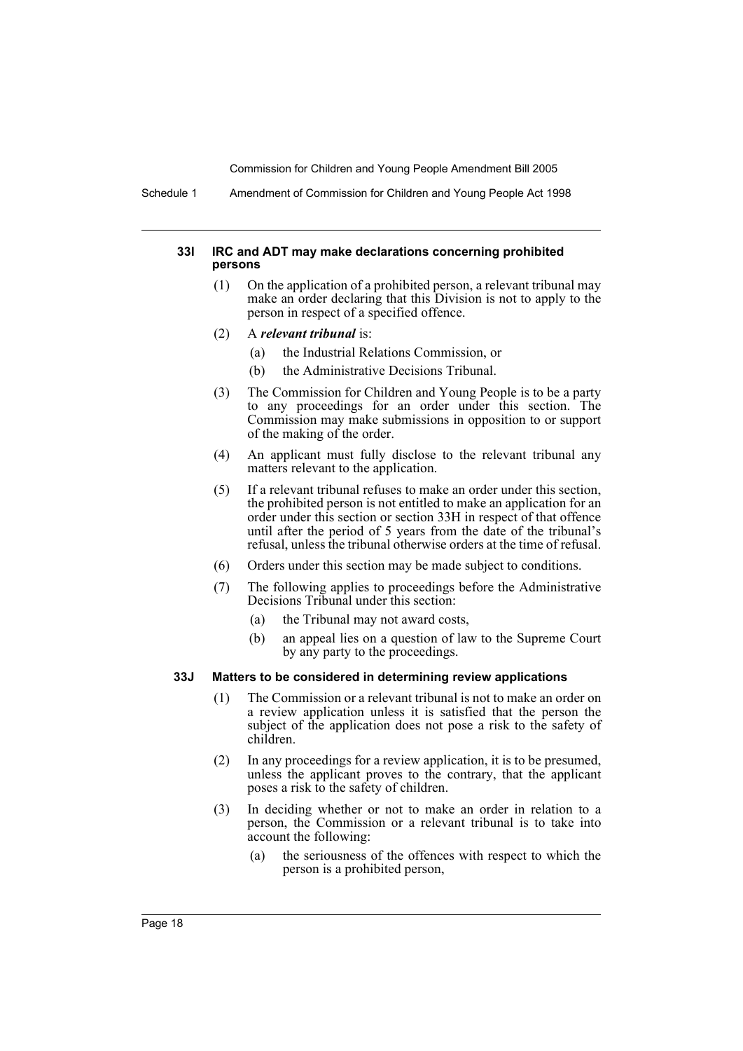#### 33I IRC and ADT may make declarations concerning prohibited persons

(1) On the application of a prohibited person, a relevant tribunal may make an order declaring that this Division is not to apply to the person in respect of a specified offence.

(2) A ***relevant tribunal*** is:

- (a) the Industrial Relations Commission, or
- (b) the Administrative Decisions Tribunal.

(3) The Commission for Children and Young People is to be a party to any proceedings for an order under this section. The Commission may make submissions in opposition to or support of the making of the order.

(4) An applicant must fully disclose to the relevant tribunal any matters relevant to the application.

(5) If a relevant tribunal refuses to make an order under this section, the prohibited person is not entitled to make an application for an order under this section or section 33H in respect of that offence until after the period of 5 years from the date of the tribunal's refusal, unless the tribunal otherwise orders at the time of refusal.

(6) Orders under this section may be made subject to conditions.

(7) The following applies to proceedings before the Administrative Decisions Tribunal under this section:

- (a) the Tribunal may not award costs,
- (b) an appeal lies on a question of law to the Supreme Court by any party to the proceedings.

#### 33J Matters to be considered in determining review applications

(1) The Commission or a relevant tribunal is not to make an order on a review application unless it is satisfied that the person the subject of the application does not pose a risk to the safety of children.

(2) In any proceedings for a review application, it is to be presumed, unless the applicant proves to the contrary, that the applicant poses a risk to the safety of children.

(3) In deciding whether or not to make an order in relation to a person, the Commission or a relevant tribunal is to take into account the following:

- (a) the seriousness of the offences with respect to which the person is a prohibited person,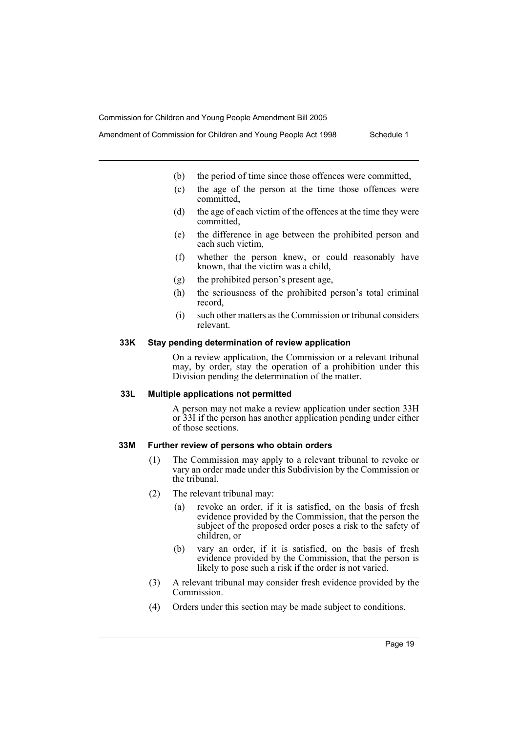- (b) the period of time since those offences were committed,
- (c) the age of the person at the time those offences were committed,
- (d) the age of each victim of the offences at the time they were committed,
- (e) the difference in age between the prohibited person and each such victim,
- (f) whether the person knew, or could reasonably have known, that the victim was a child,
- (g) the prohibited person's present age,
- (h) the seriousness of the prohibited person's total criminal record,
- (i) such other matters as the Commission or tribunal considers relevant.

**33K Stay pending determination of review application**

On a review application, the Commission or a relevant tribunal may, by order, stay the operation of a prohibition under this Division pending the determination of the matter.

**33L Multiple applications not permitted**

A person may not make a review application under section 33H or 33I if the person has another application pending under either of those sections.

**33M Further review of persons who obtain orders**

(1) The Commission may apply to a relevant tribunal to revoke or vary an order made under this Subdivision by the Commission or the tribunal.

(2) The relevant tribunal may:

- (a) revoke an order, if it is satisfied, on the basis of fresh evidence provided by the Commission, that the person the subject of the proposed order poses a risk to the safety of children, or
- (b) vary an order, if it is satisfied, on the basis of fresh evidence provided by the Commission, that the person is likely to pose such a risk if the order is not varied.

(3) A relevant tribunal may consider fresh evidence provided by the Commission.

(4) Orders under this section may be made subject to conditions.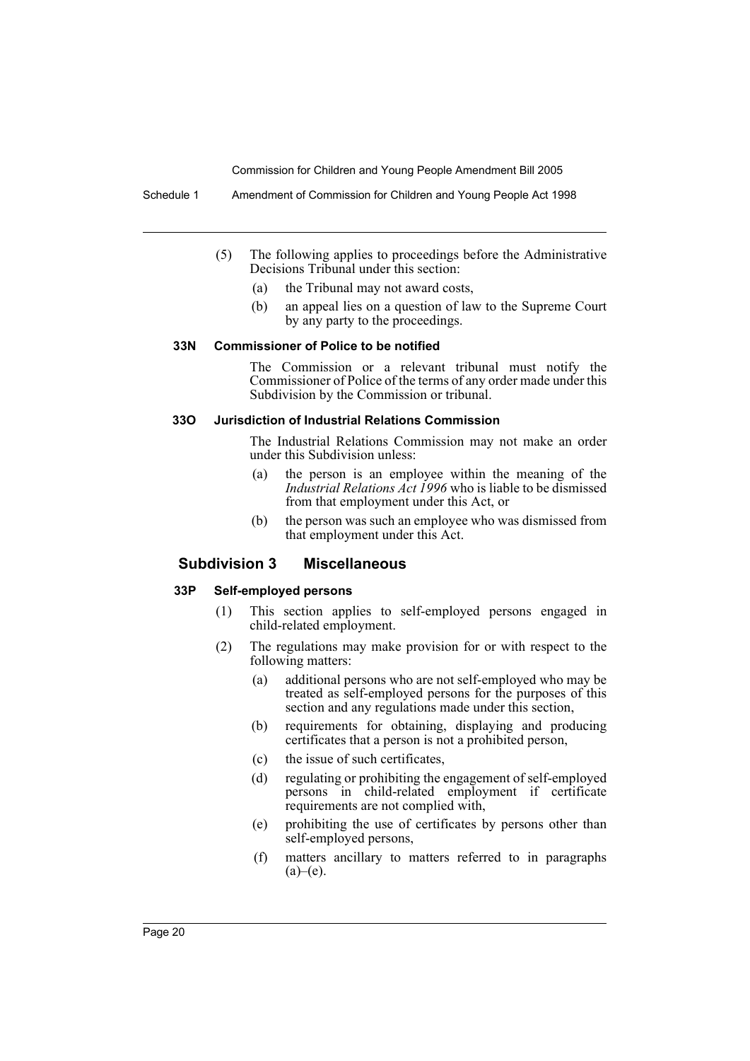(5) The following applies to proceedings before the Administrative Decisions Tribunal under this section:

(a) the Tribunal may not award costs,

(b) an appeal lies on a question of law to the Supreme Court by any party to the proceedings.

#### 33N Commissioner of Police to be notified

The Commission or a relevant tribunal must notify the Commissioner of Police of the terms of any order made under this Subdivision by the Commission or tribunal.

#### 33O Jurisdiction of Industrial Relations Commission

The Industrial Relations Commission may not make an order under this Subdivision unless:

(a) the person is an employee within the meaning of the *Industrial Relations Act 1996* who is liable to be dismissed from that employment under this Act, or

(b) the person was such an employee who was dismissed from that employment under this Act.

### Subdivision 3 Miscellaneous

#### 33P Self-employed persons

(1) This section applies to self-employed persons engaged in child-related employment.

(2) The regulations may make provision for or with respect to the following matters:

(a) additional persons who are not self-employed who may be treated as self-employed persons for the purposes of this section and any regulations made under this section,

(b) requirements for obtaining, displaying and producing certificates that a person is not a prohibited person,

(c) the issue of such certificates,

(d) regulating or prohibiting the engagement of self-employed persons in child-related employment if certificate requirements are not complied with,

(e) prohibiting the use of certificates by persons other than self-employed persons,

(f) matters ancillary to matters referred to in paragraphs (a)–(e).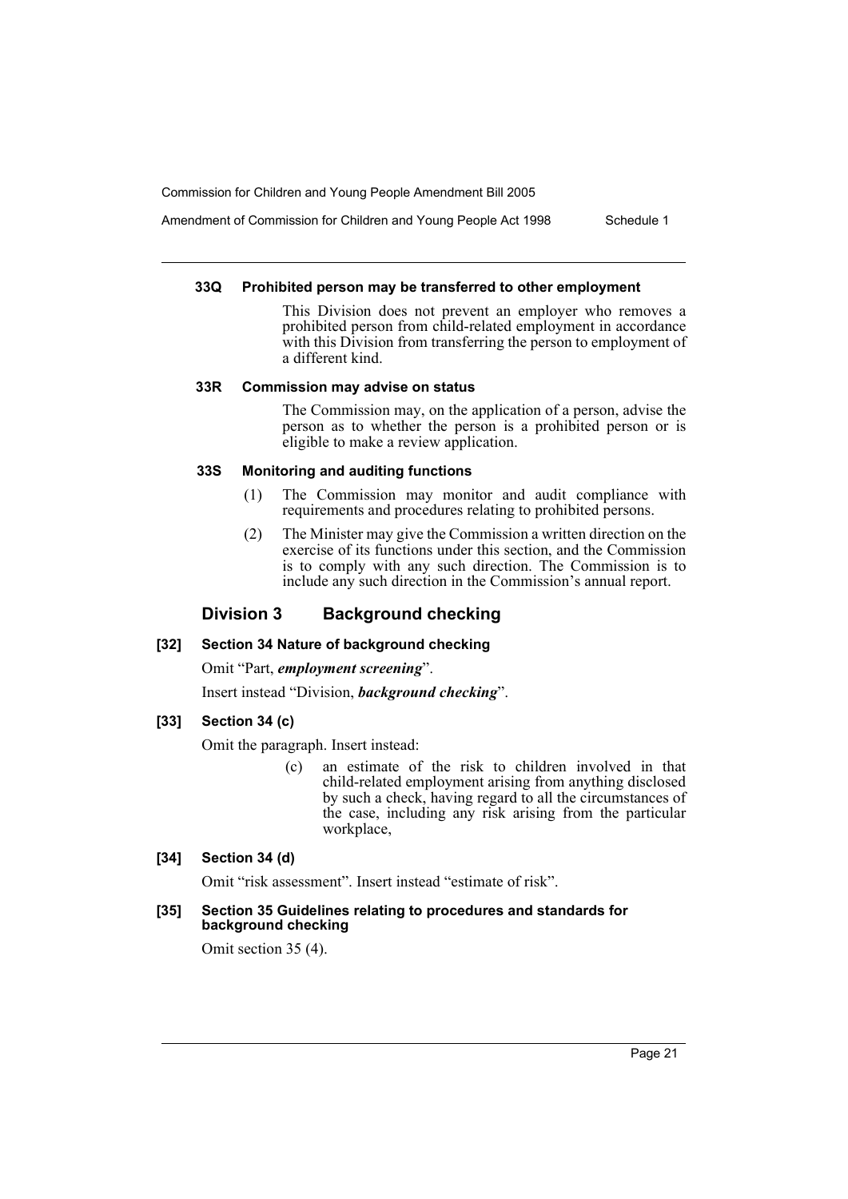#### 33Q Prohibited person may be transferred to other employment

This Division does not prevent an employer who removes a prohibited person from child-related employment in accordance with this Division from transferring the person to employment of a different kind.

#### 33R Commission may advise on status

The Commission may, on the application of a person, advise the person as to whether the person is a prohibited person or is eligible to make a review application.

#### 33S Monitoring and auditing functions

(1) The Commission may monitor and audit compliance with requirements and procedures relating to prohibited persons.

(2) The Minister may give the Commission a written direction on the exercise of its functions under this section, and the Commission is to comply with any such direction. The Commission is to include any such direction in the Commission's annual report.

### Division 3 Background checking

#### [32] Section 34 Nature of background checking

Omit "Part, ***employment screening***".

Insert instead "Division, ***background checking***".

#### [33] Section 34 (c)

Omit the paragraph. Insert instead:

> (c) an estimate of the risk to children involved in that child-related employment arising from anything disclosed by such a check, having regard to all the circumstances of the case, including any risk arising from the particular workplace,

#### [34] Section 34 (d)

Omit "risk assessment". Insert instead "estimate of risk".

#### [35] Section 35 Guidelines relating to procedures and standards for background checking

Omit section 35 (4).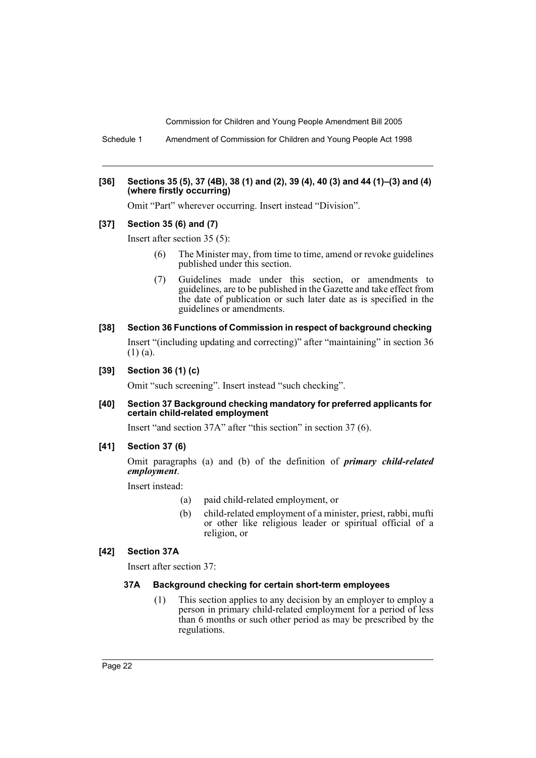**[36] Sections 35 (5), 37 (4B), 38 (1) and (2), 39 (4), 40 (3) and 44 (1)–(3) and (4) (where firstly occurring)**

Omit "Part" wherever occurring. Insert instead "Division".

**[37] Section 35 (6) and (7)**

Insert after section 35 (5):

> (6) The Minister may, from time to time, amend or revoke guidelines published under this section.
>
> (7) Guidelines made under this section, or amendments to guidelines, are to be published in the Gazette and take effect from the date of publication or such later date as is specified in the guidelines or amendments.

**[38] Section 36 Functions of Commission in respect of background checking**

Insert "(including updating and correcting)" after "maintaining" in section 36 (1) (a).

**[39] Section 36 (1) (c)**

Omit "such screening". Insert instead "such checking".

**[40] Section 37 Background checking mandatory for preferred applicants for certain child-related employment**

Insert "and section 37A" after "this section" in section 37 (6).

**[41] Section 37 (6)**

Omit paragraphs (a) and (b) of the definition of ***primary child-related employment***.

Insert instead:

> (a) paid child-related employment, or
>
> (b) child-related employment of a minister, priest, rabbi, mufti or other like religious leader or spiritual official of a religion, or

**[42] Section 37A**

Insert after section 37:

> **37A Background checking for certain short-term employees**
>
> (1) This section applies to any decision by an employer to employ a person in primary child-related employment for a period of less than 6 months or such other period as may be prescribed by the regulations.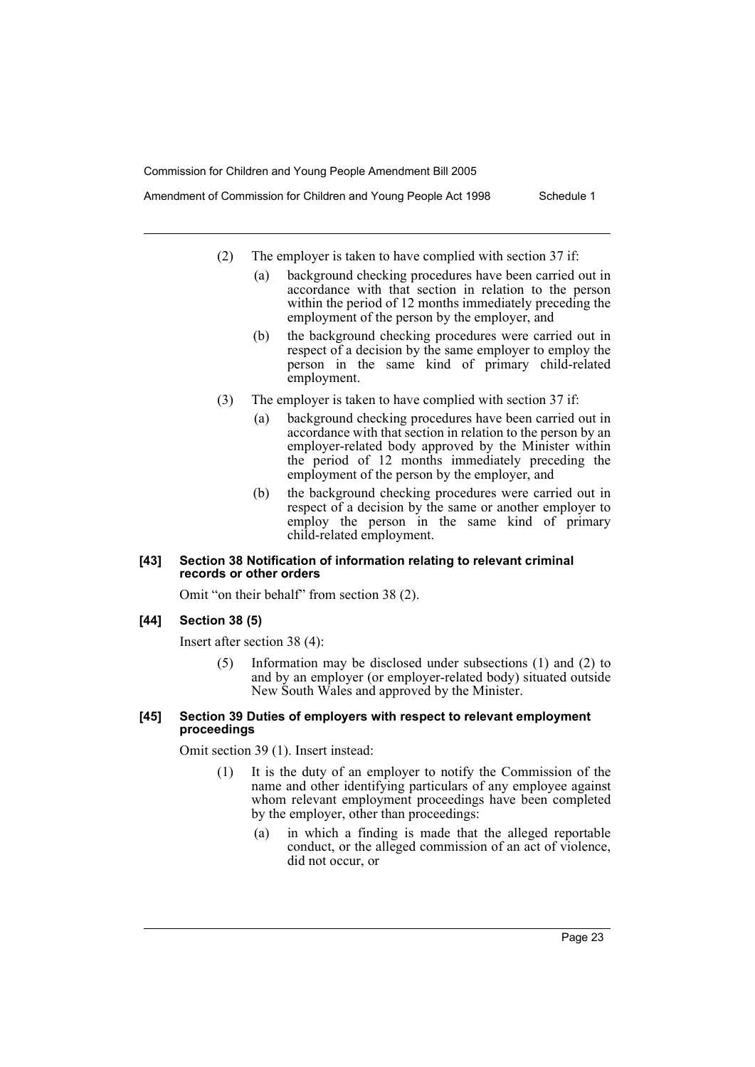(2) The employer is taken to have complied with section 37 if:

(a) background checking procedures have been carried out in accordance with that section in relation to the person within the period of 12 months immediately preceding the employment of the person by the employer, and

(b) the background checking procedures were carried out in respect of a decision by the same employer to employ the person in the same kind of primary child-related employment.

(3) The employer is taken to have complied with section 37 if:

(a) background checking procedures have been carried out in accordance with that section in relation to the person by an employer-related body approved by the Minister within the period of 12 months immediately preceding the employment of the person by the employer, and

(b) the background checking procedures were carried out in respect of a decision by the same or another employer to employ the person in the same kind of primary child-related employment.

**[43] Section 38 Notification of information relating to relevant criminal records or other orders**

Omit "on their behalf" from section 38 (2).

**[44] Section 38 (5)**

Insert after section 38 (4):

(5) Information may be disclosed under subsections (1) and (2) to and by an employer (or employer-related body) situated outside New South Wales and approved by the Minister.

**[45] Section 39 Duties of employers with respect to relevant employment proceedings**

Omit section 39 (1). Insert instead:

(1) It is the duty of an employer to notify the Commission of the name and other identifying particulars of any employee against whom relevant employment proceedings have been completed by the employer, other than proceedings:

(a) in which a finding is made that the alleged reportable conduct, or the alleged commission of an act of violence, did not occur, or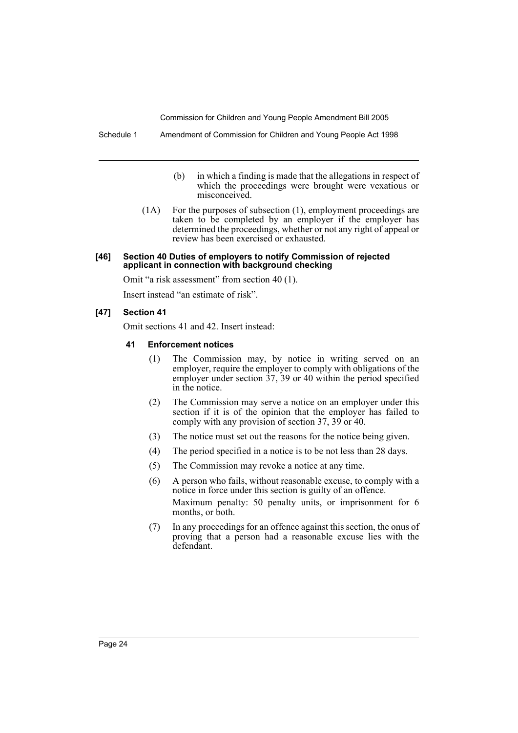(b) in which a finding is made that the allegations in respect of which the proceedings were brought were vexatious or misconceived.

(1A) For the purposes of subsection (1), employment proceedings are taken to be completed by an employer if the employer has determined the proceedings, whether or not any right of appeal or review has been exercised or exhausted.

#### [46] Section 40 Duties of employers to notify Commission of rejected applicant in connection with background checking

Omit "a risk assessment" from section 40 (1).

Insert instead "an estimate of risk".

#### [47] Section 41

Omit sections 41 and 42. Insert instead:

**41 Enforcement notices**

(1) The Commission may, by notice in writing served on an employer, require the employer to comply with obligations of the employer under section 37, 39 or 40 within the period specified in the notice.

(2) The Commission may serve a notice on an employer under this section if it is of the opinion that the employer has failed to comply with any provision of section 37, 39 or 40.

(3) The notice must set out the reasons for the notice being given.

(4) The period specified in a notice is to be not less than 28 days.

(5) The Commission may revoke a notice at any time.

(6) A person who fails, without reasonable excuse, to comply with a notice in force under this section is guilty of an offence.

Maximum penalty: 50 penalty units, or imprisonment for 6 months, or both.

(7) In any proceedings for an offence against this section, the onus of proving that a person had a reasonable excuse lies with the defendant.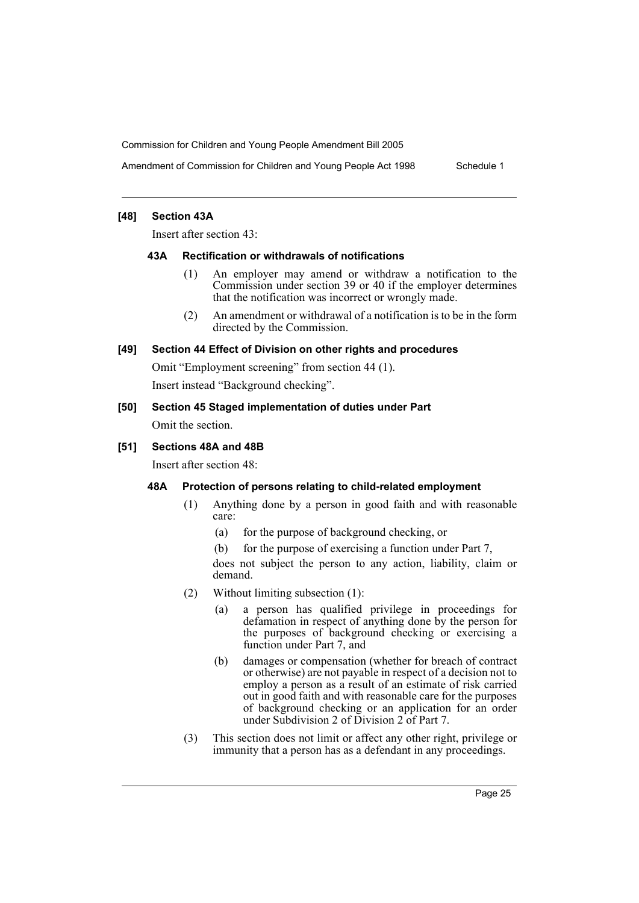### [48] Section 43A

Insert after section 43:

#### 43A Rectification or withdrawals of notifications

(1) An employer may amend or withdraw a notification to the Commission under section 39 or 40 if the employer determines that the notification was incorrect or wrongly made.

(2) An amendment or withdrawal of a notification is to be in the form directed by the Commission.

### [49] Section 44 Effect of Division on other rights and procedures

Omit "Employment screening" from section 44 (1).

Insert instead "Background checking".

### [50] Section 45 Staged implementation of duties under Part

Omit the section.

### [51] Sections 48A and 48B

Insert after section 48:

#### 48A Protection of persons relating to child-related employment

(1) Anything done by a person in good faith and with reasonable care:

- (a) for the purpose of background checking, or
- (b) for the purpose of exercising a function under Part 7,

does not subject the person to any action, liability, claim or demand.

(2) Without limiting subsection (1):

- (a) a person has qualified privilege in proceedings for defamation in respect of anything done by the person for the purposes of background checking or exercising a function under Part 7, and
- (b) damages or compensation (whether for breach of contract or otherwise) are not payable in respect of a decision not to employ a person as a result of an estimate of risk carried out in good faith and with reasonable care for the purposes of background checking or an application for an order under Subdivision 2 of Division 2 of Part 7.

(3) This section does not limit or affect any other right, privilege or immunity that a person has as a defendant in any proceedings.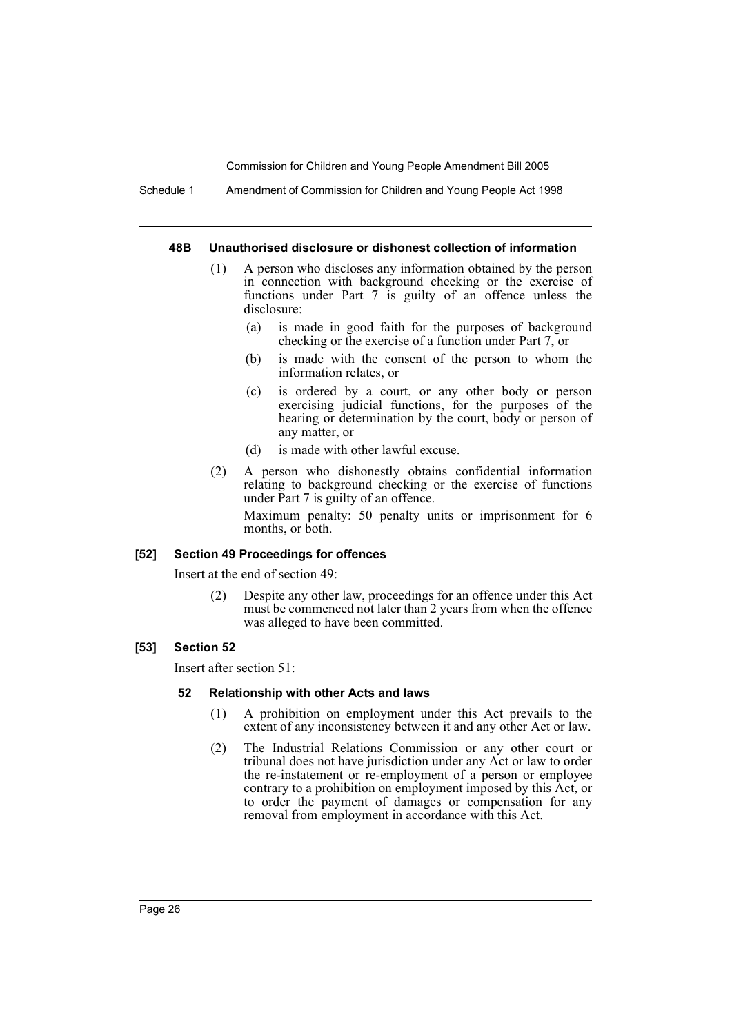#### 48B Unauthorised disclosure or dishonest collection of information

(1) A person who discloses any information obtained by the person in connection with background checking or the exercise of functions under Part 7 is guilty of an offence unless the disclosure:

(a) is made in good faith for the purposes of background checking or the exercise of a function under Part 7, or

(b) is made with the consent of the person to whom the information relates, or

(c) is ordered by a court, or any other body or person exercising judicial functions, for the purposes of the hearing or determination by the court, body or person of any matter, or

(d) is made with other lawful excuse.

(2) A person who dishonestly obtains confidential information relating to background checking or the exercise of functions under Part 7 is guilty of an offence.

Maximum penalty: 50 penalty units or imprisonment for 6 months, or both.

### [52] Section 49 Proceedings for offences

Insert at the end of section 49:

(2) Despite any other law, proceedings for an offence under this Act must be commenced not later than 2 years from when the offence was alleged to have been committed.

### [53] Section 52

Insert after section 51:

#### 52 Relationship with other Acts and laws

(1) A prohibition on employment under this Act prevails to the extent of any inconsistency between it and any other Act or law.

(2) The Industrial Relations Commission or any other court or tribunal does not have jurisdiction under any Act or law to order the re-instatement or re-employment of a person or employee contrary to a prohibition on employment imposed by this Act, or to order the payment of damages or compensation for any removal from employment in accordance with this Act.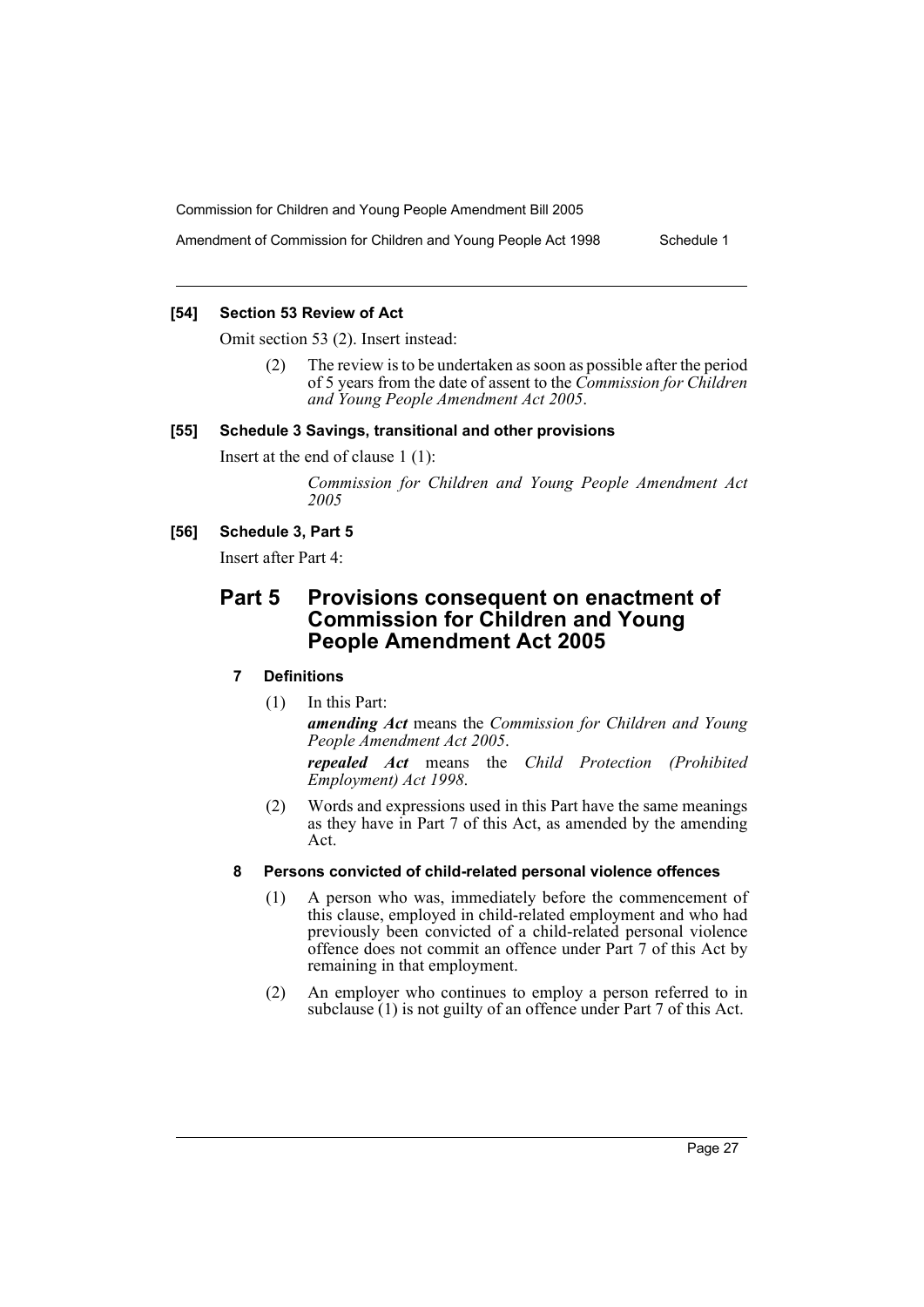### [54] Section 53 Review of Act

Omit section 53 (2). Insert instead:

(2) The review is to be undertaken as soon as possible after the period of 5 years from the date of assent to the *Commission for Children and Young People Amendment Act 2005*.

### [55] Schedule 3 Savings, transitional and other provisions

Insert at the end of clause 1 (1):

*Commission for Children and Young People Amendment Act 2005*

### [56] Schedule 3, Part 5

Insert after Part 4:

## Part 5 Provisions consequent on enactment of Commission for Children and Young People Amendment Act 2005

### 7 Definitions

(1) In this Part:

***amending Act*** means the *Commission for Children and Young People Amendment Act 2005*.

***repealed Act*** means the *Child Protection (Prohibited Employment) Act 1998*.

(2) Words and expressions used in this Part have the same meanings as they have in Part 7 of this Act, as amended by the amending Act.

### 8 Persons convicted of child-related personal violence offences

(1) A person who was, immediately before the commencement of this clause, employed in child-related employment and who had previously been convicted of a child-related personal violence offence does not commit an offence under Part 7 of this Act by remaining in that employment.

(2) An employer who continues to employ a person referred to in subclause (1) is not guilty of an offence under Part 7 of this Act.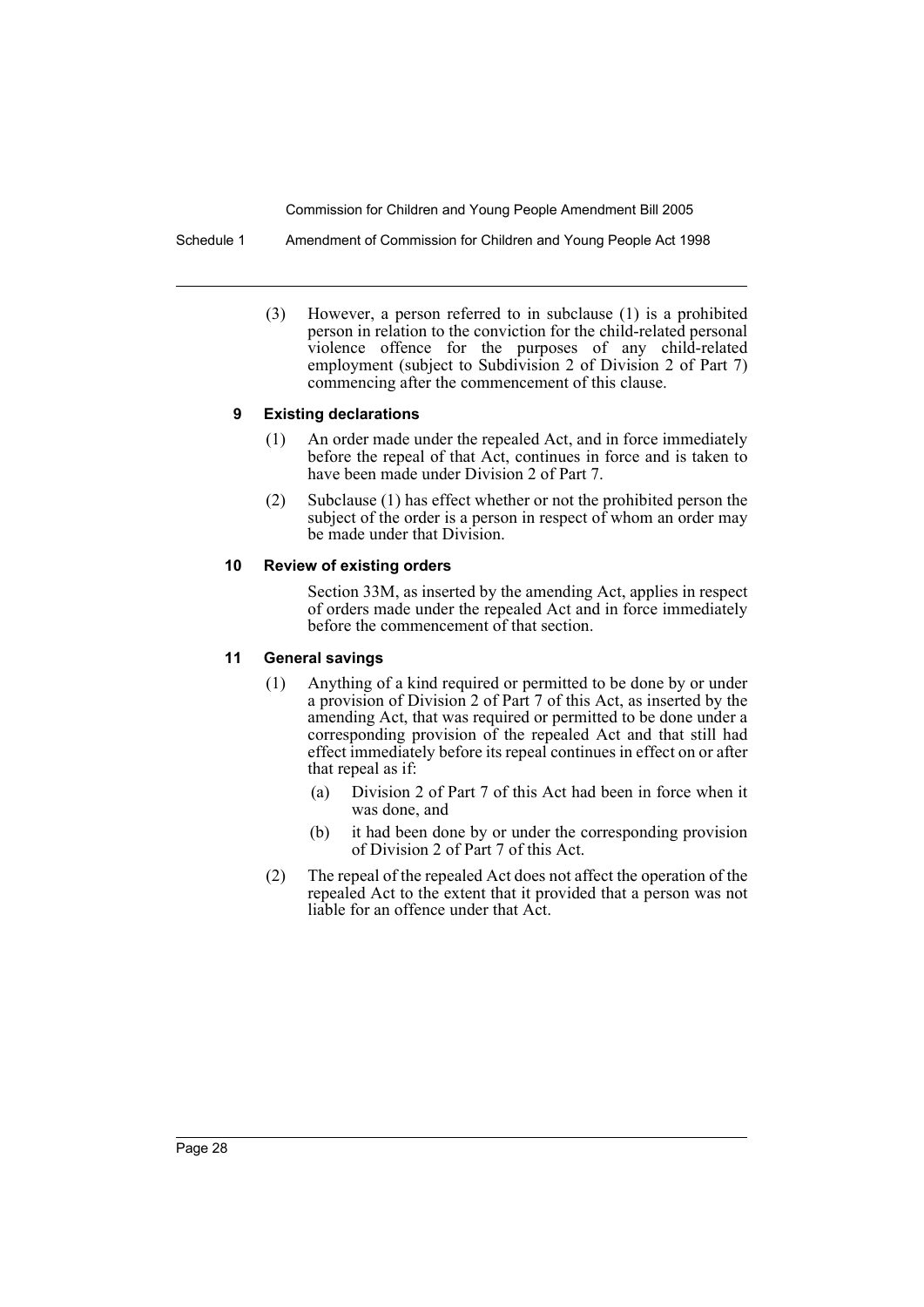(3) However, a person referred to in subclause (1) is a prohibited person in relation to the conviction for the child-related personal violence offence for the purposes of any child-related employment (subject to Subdivision 2 of Division 2 of Part 7) commencing after the commencement of this clause.

### 9 Existing declarations

(1) An order made under the repealed Act, and in force immediately before the repeal of that Act, continues in force and is taken to have been made under Division 2 of Part 7.

(2) Subclause (1) has effect whether or not the prohibited person the subject of the order is a person in respect of whom an order may be made under that Division.

### 10 Review of existing orders

Section 33M, as inserted by the amending Act, applies in respect of orders made under the repealed Act and in force immediately before the commencement of that section.

### 11 General savings

(1) Anything of a kind required or permitted to be done by or under a provision of Division 2 of Part 7 of this Act, as inserted by the amending Act, that was required or permitted to be done under a corresponding provision of the repealed Act and that still had effect immediately before its repeal continues in effect on or after that repeal as if:

- (a) Division 2 of Part 7 of this Act had been in force when it was done, and
- (b) it had been done by or under the corresponding provision of Division 2 of Part 7 of this Act.

(2) The repeal of the repealed Act does not affect the operation of the repealed Act to the extent that it provided that a person was not liable for an offence under that Act.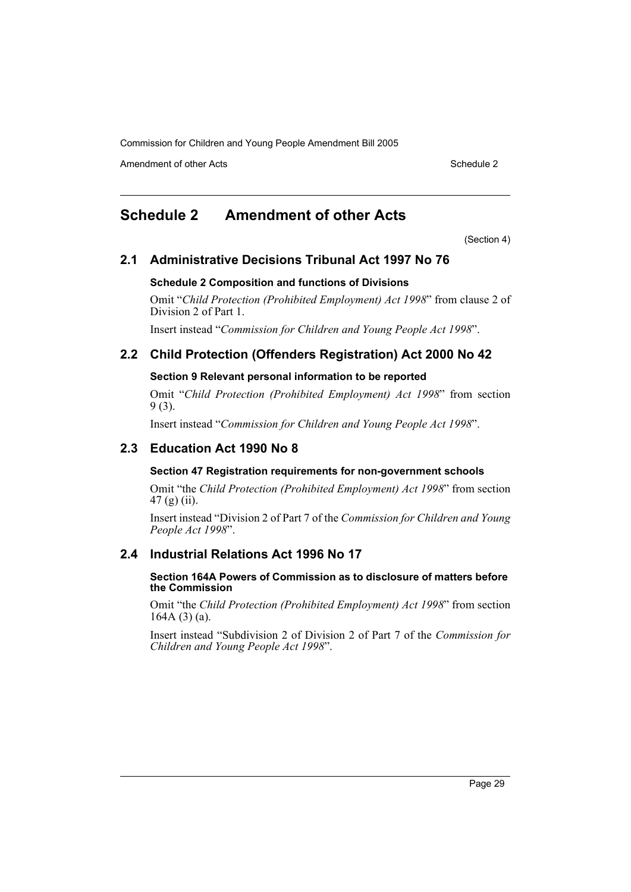# Schedule 2 Amendment of other Acts

(Section 4)

## 2.1 Administrative Decisions Tribunal Act 1997 No 76

### Schedule 2 Composition and functions of Divisions

Omit "*Child Protection (Prohibited Employment) Act 1998*" from clause 2 of Division 2 of Part 1.

Insert instead "*Commission for Children and Young People Act 1998*".

## 2.2 Child Protection (Offenders Registration) Act 2000 No 42

### Section 9 Relevant personal information to be reported

Omit "*Child Protection (Prohibited Employment) Act 1998*" from section 9 (3).

Insert instead "*Commission for Children and Young People Act 1998*".

## 2.3 Education Act 1990 No 8

### Section 47 Registration requirements for non-government schools

Omit "the *Child Protection (Prohibited Employment) Act 1998*" from section 47 (g) (ii).

Insert instead "Division 2 of Part 7 of the *Commission for Children and Young People Act 1998*".

## 2.4 Industrial Relations Act 1996 No 17

### Section 164A Powers of Commission as to disclosure of matters before the Commission

Omit "the *Child Protection (Prohibited Employment) Act 1998*" from section 164A (3) (a).

Insert instead "Subdivision 2 of Division 2 of Part 7 of the *Commission for Children and Young People Act 1998*".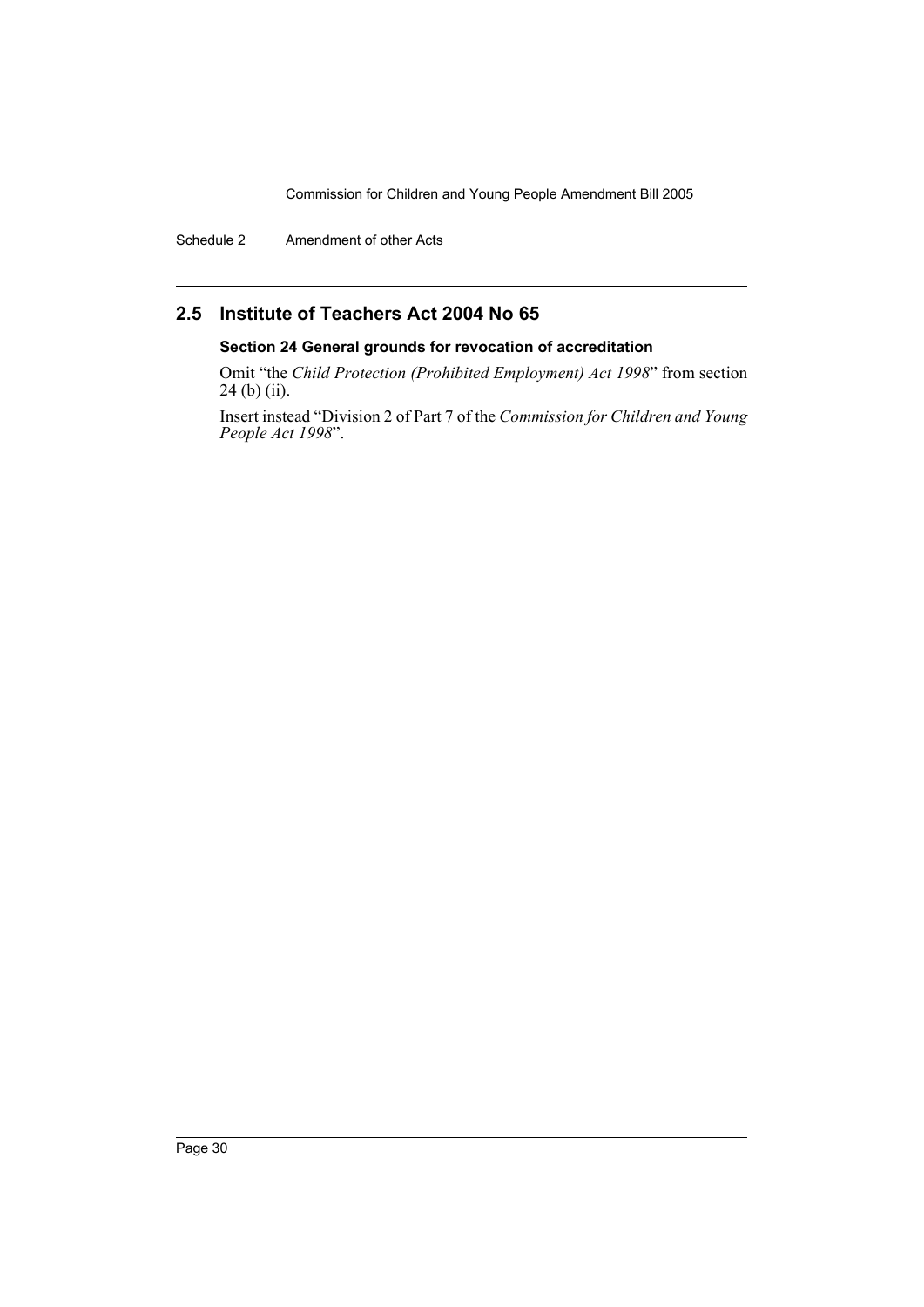## 2.5 Institute of Teachers Act 2004 No 65

### Section 24 General grounds for revocation of accreditation

Omit "the *Child Protection (Prohibited Employment) Act 1998*" from section 24 (b) (ii).

Insert instead "Division 2 of Part 7 of the *Commission for Children and Young People Act 1998*".